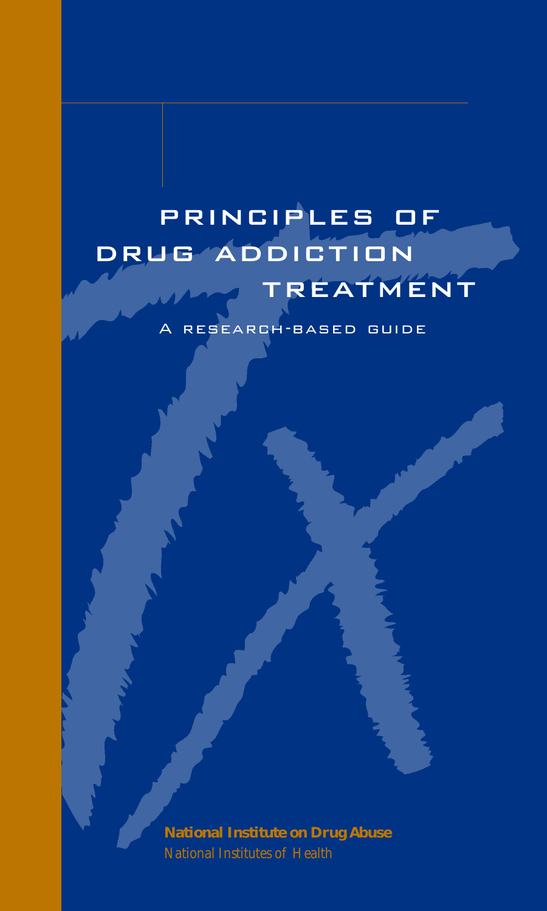# PRINCIPLES OF DRUG ADDICTION TREATMENT

A RESEARCH-BASED GUIDE

**National Institute on Drug Abuse**

*National Institutes of Health*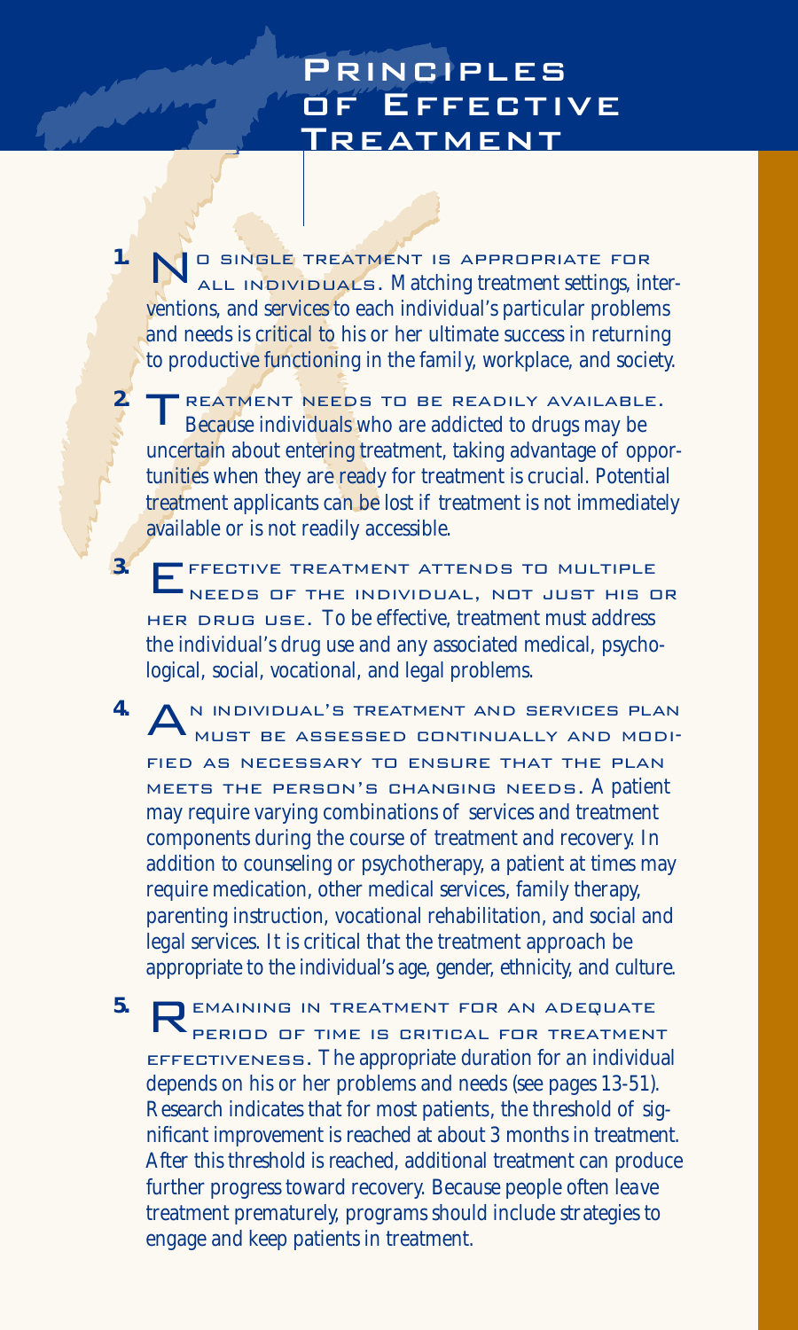# Principles of Effective Treatment

1. **No single treatment is appropriate for all individuals.** Matching treatment settings, interventions, and services to each individual's particular problems and needs is critical to his or her ultimate success in returning to productive functioning in the family, workplace, and society.

2. **Treatment needs to be readily available.** Because individuals who are addicted to drugs may be uncertain about entering treatment, taking advantage of opportunities when they are ready for treatment is crucial. Potential treatment applicants can be lost if treatment is not immediately available or is not readily accessible.

3. **Effective treatment attends to multiple needs of the individual, not just his or her drug use.** To be effective, treatment must address the individual's drug use and any associated medical, psychological, social, vocational, and legal problems.

4. **An individual's treatment and services plan must be assessed continually and modified as necessary to ensure that the plan meets the person's changing needs.** A patient may require varying combinations of services and treatment components during the course of treatment and recovery. In addition to counseling or psychotherapy, a patient at times may require medication, other medical services, family therapy, parenting instruction, vocational rehabilitation, and social and legal services. It is critical that the treatment approach be appropriate to the individual's age, gender, ethnicity, and culture.

5. **Remaining in treatment for an adequate period of time is critical for treatment effectiveness.** The appropriate duration for an individual depends on his or her problems and needs (see pages 13-51). Research indicates that for most patients, the threshold of significant improvement is reached at about 3 months in treatment. After this threshold is reached, additional treatment can produce further progress toward recovery. Because people often leave treatment prematurely, programs should include strategies to engage and keep patients in treatment.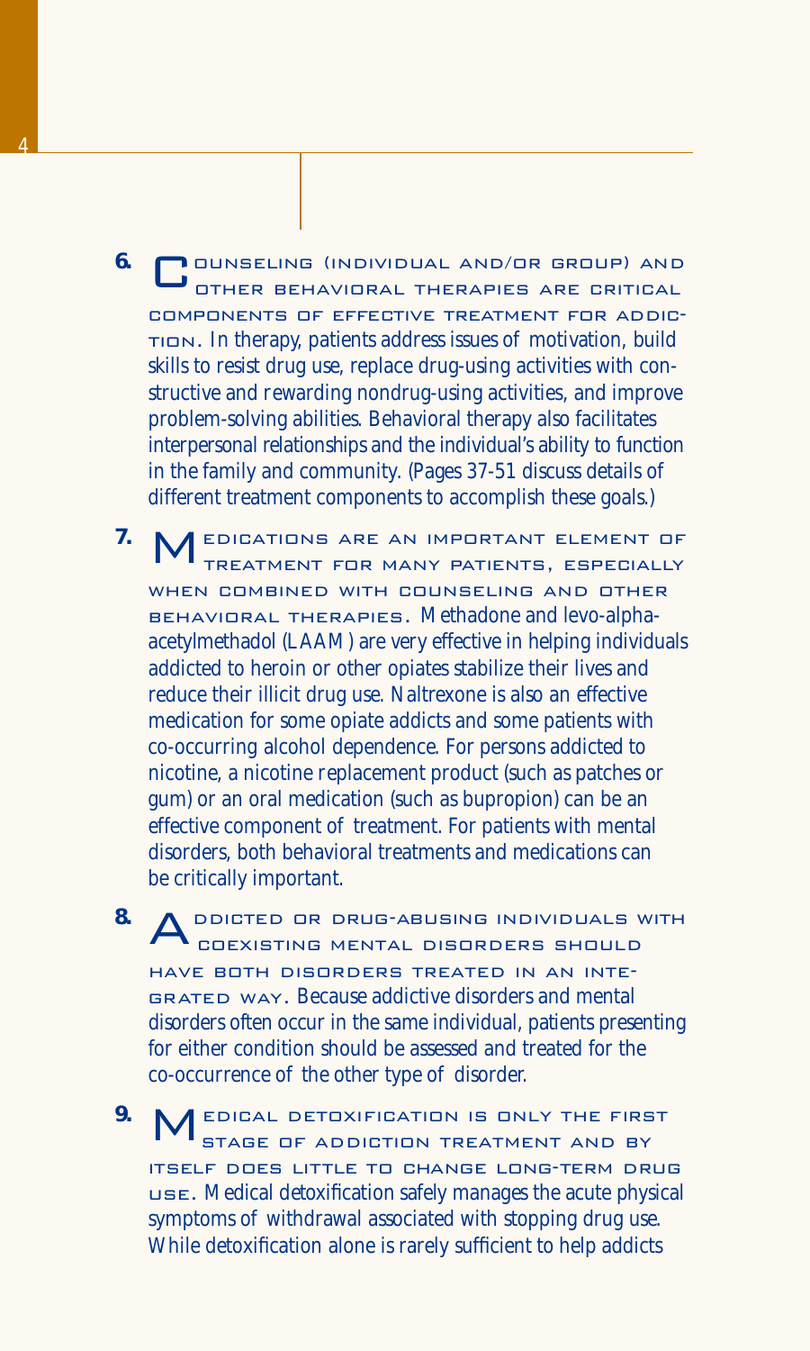6. **Counseling (individual and/or group) and other behavioral therapies are critical components of effective treatment for addiction.** In therapy, patients address issues of motivation, build skills to resist drug use, replace drug-using activities with constructive and rewarding nondrug-using activities, and improve problem-solving abilities. Behavioral therapy also facilitates interpersonal relationships and the individual's ability to function in the family and community. (Pages 37-51 discuss details of different treatment components to accomplish these goals.)

7. **Medications are an important element of treatment for many patients, especially when combined with counseling and other behavioral therapies.** Methadone and levo-alpha-acetylmethadol (LAAM) are very effective in helping individuals addicted to heroin or other opiates stabilize their lives and reduce their illicit drug use. Naltrexone is also an effective medication for some opiate addicts and some patients with co-occurring alcohol dependence. For persons addicted to nicotine, a nicotine replacement product (such as patches or gum) or an oral medication (such as bupropion) can be an effective component of treatment. For patients with mental disorders, both behavioral treatments and medications can be critically important.

8. **Addicted or drug-abusing individuals with coexisting mental disorders should have both disorders treated in an integrated way.** Because addictive disorders and mental disorders often occur in the same individual, patients presenting for either condition should be assessed and treated for the co-occurrence of the other type of disorder.

9. **Medical detoxification is only the first stage of addiction treatment and by itself does little to change long-term drug use.** Medical detoxification safely manages the acute physical symptoms of withdrawal associated with stopping drug use. While detoxification alone is rarely sufficient to help addicts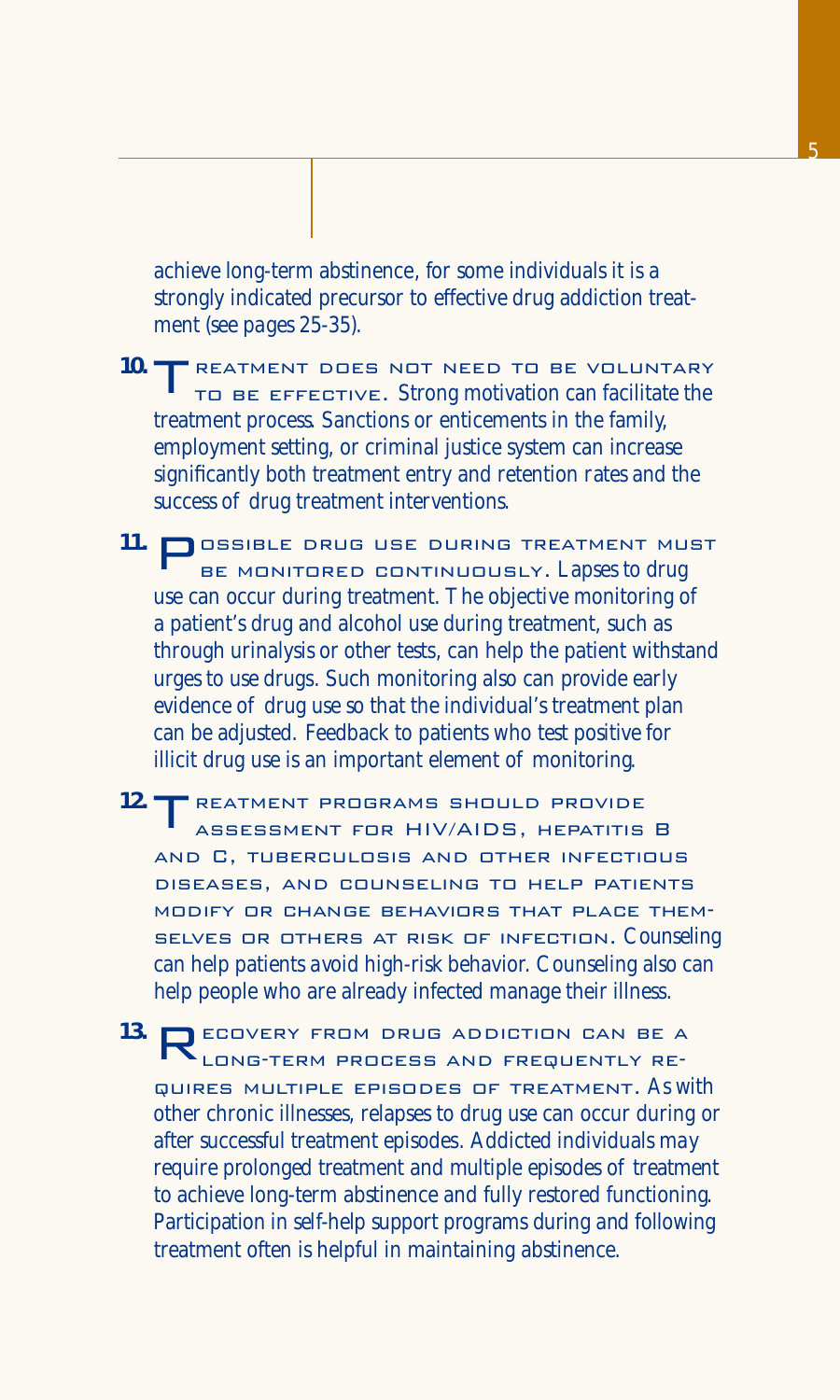achieve long-term abstinence, for some individuals it is a strongly indicated precursor to effective drug addiction treatment (see pages 25-35).

**10.** TREATMENT DOES NOT NEED TO BE VOLUNTARY TO BE EFFECTIVE. Strong motivation can facilitate the treatment process. Sanctions or enticements in the family, employment setting, or criminal justice system can increase significantly both treatment entry and retention rates and the success of drug treatment interventions.

**11.** POSSIBLE DRUG USE DURING TREATMENT MUST BE MONITORED CONTINUOUSLY. Lapses to drug use can occur during treatment. The objective monitoring of a patient's drug and alcohol use during treatment, such as through urinalysis or other tests, can help the patient withstand urges to use drugs. Such monitoring also can provide early evidence of drug use so that the individual's treatment plan can be adjusted. Feedback to patients who test positive for illicit drug use is an important element of monitoring.

**12.** TREATMENT PROGRAMS SHOULD PROVIDE ASSESSMENT FOR HIV/AIDS, HEPATITIS B AND C, TUBERCULOSIS AND OTHER INFECTIOUS DISEASES, AND COUNSELING TO HELP PATIENTS MODIFY OR CHANGE BEHAVIORS THAT PLACE THEMSELVES OR OTHERS AT RISK OF INFECTION. Counseling can help patients avoid high-risk behavior. Counseling also can help people who are already infected manage their illness.

**13.** RECOVERY FROM DRUG ADDICTION CAN BE A LONG-TERM PROCESS AND FREQUENTLY REQUIRES MULTIPLE EPISODES OF TREATMENT. As with other chronic illnesses, relapses to drug use can occur during or after successful treatment episodes. Addicted individuals may require prolonged treatment and multiple episodes of treatment to achieve long-term abstinence and fully restored functioning. Participation in self-help support programs during and following treatment often is helpful in maintaining abstinence.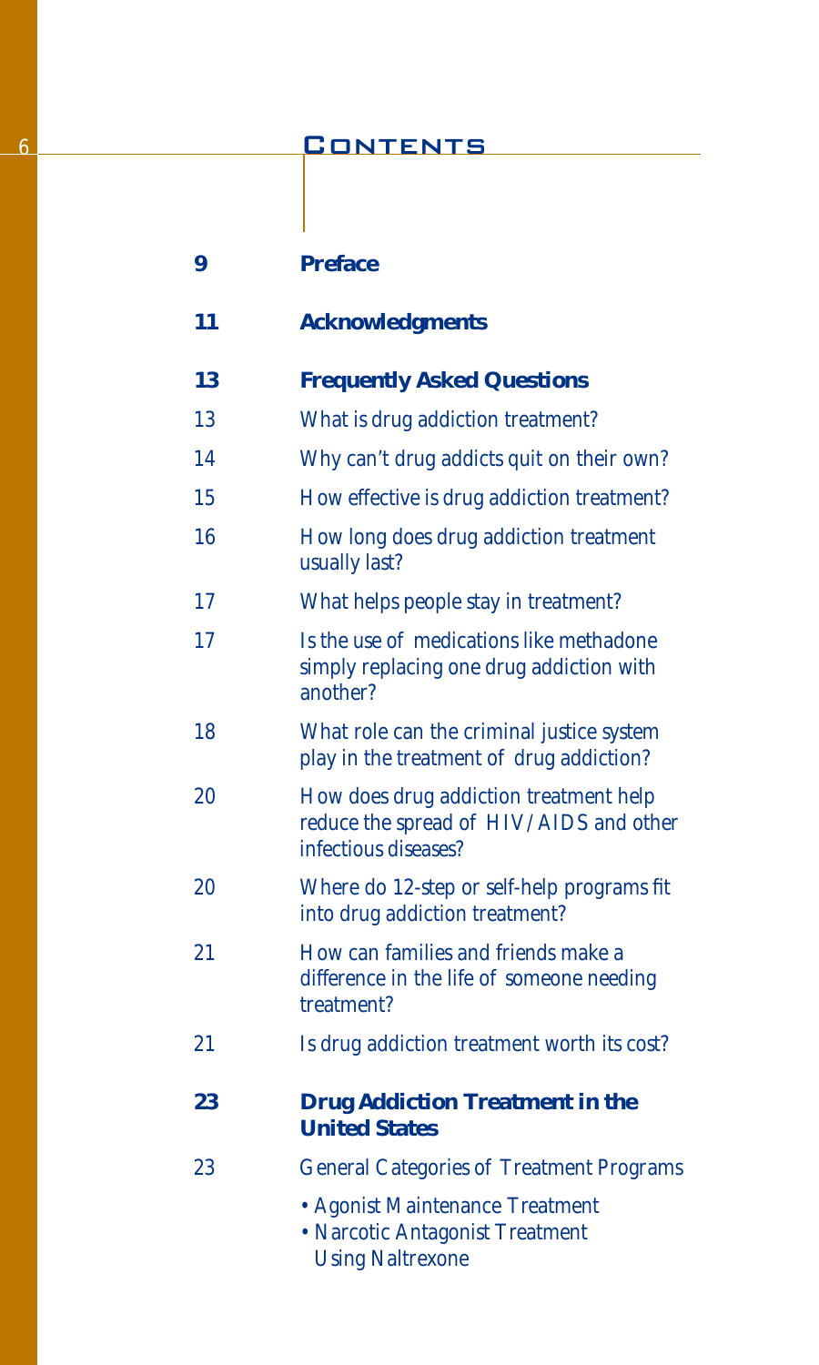# Contents

| | |
|---|---|
| **9** | **Preface** |
| **11** | **Acknowledgments** |
| **13** | **Frequently Asked Questions** |
| 13 | What is drug addiction treatment? |
| 14 | Why can't drug addicts quit on their own? |
| 15 | How effective is drug addiction treatment? |
| 16 | How long does drug addiction treatment usually last? |
| 17 | What helps people stay in treatment? |
| 17 | Is the use of medications like methadone simply replacing one drug addiction with another? |
| 18 | What role can the criminal justice system play in the treatment of drug addiction? |
| 20 | How does drug addiction treatment help reduce the spread of HIV/AIDS and other infectious diseases? |
| 20 | Where do 12-step or self-help programs fit into drug addiction treatment? |
| 21 | How can families and friends make a difference in the life of someone needing treatment? |
| 21 | Is drug addiction treatment worth its cost? |
| **23** | **Drug Addiction Treatment in the United States** |
| 23 | General Categories of Treatment Programs |
| | • Agonist Maintenance Treatment<br>• Narcotic Antagonist Treatment Using Naltrexone |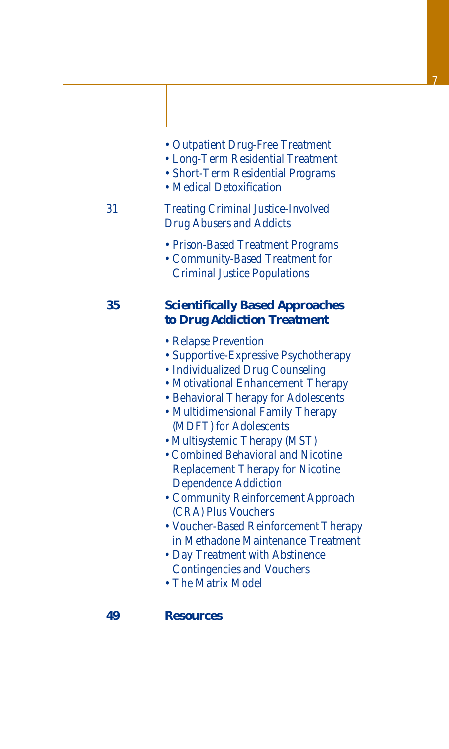- Outpatient Drug-Free Treatment
- Long-Term Residential Treatment
- Short-Term Residential Programs
- Medical Detoxification

31 Treating Criminal Justice-Involved Drug Abusers and Addicts

- Prison-Based Treatment Programs
- Community-Based Treatment for Criminal Justice Populations

**35 Scientifically Based Approaches to Drug Addiction Treatment**

- Relapse Prevention
- Supportive-Expressive Psychotherapy
- Individualized Drug Counseling
- Motivational Enhancement Therapy
- Behavioral Therapy for Adolescents
- Multidimensional Family Therapy (MDFT) for Adolescents
- Multisystemic Therapy (MST)
- Combined Behavioral and Nicotine Replacement Therapy for Nicotine Dependence Addiction
- Community Reinforcement Approach (CRA) Plus Vouchers
- Voucher-Based Reinforcement Therapy in Methadone Maintenance Treatment
- Day Treatment with Abstinence Contingencies and Vouchers
- The Matrix Model

**49 Resources**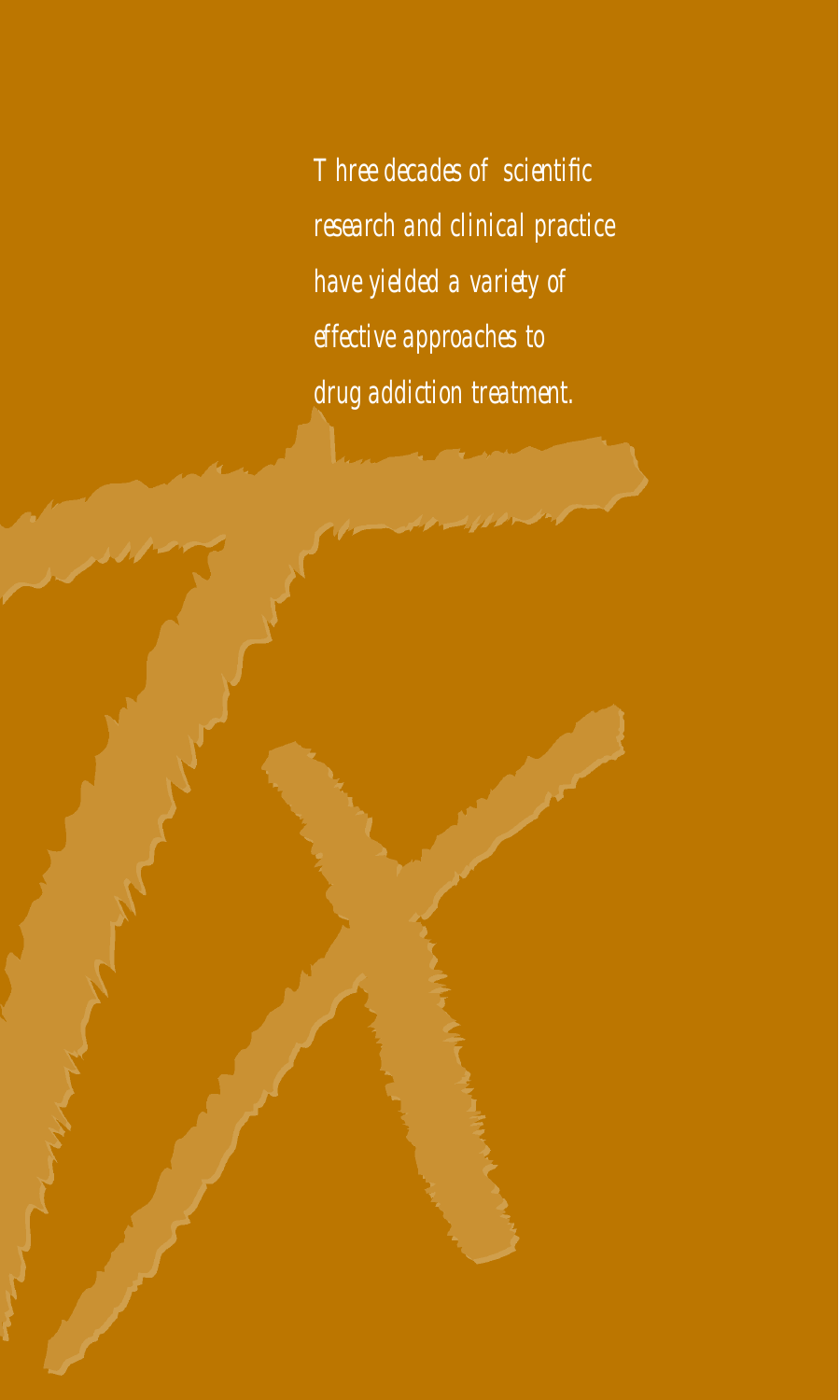*Three decades of scientific research and clinical practice have yielded a variety of effective approaches to drug addiction treatment.*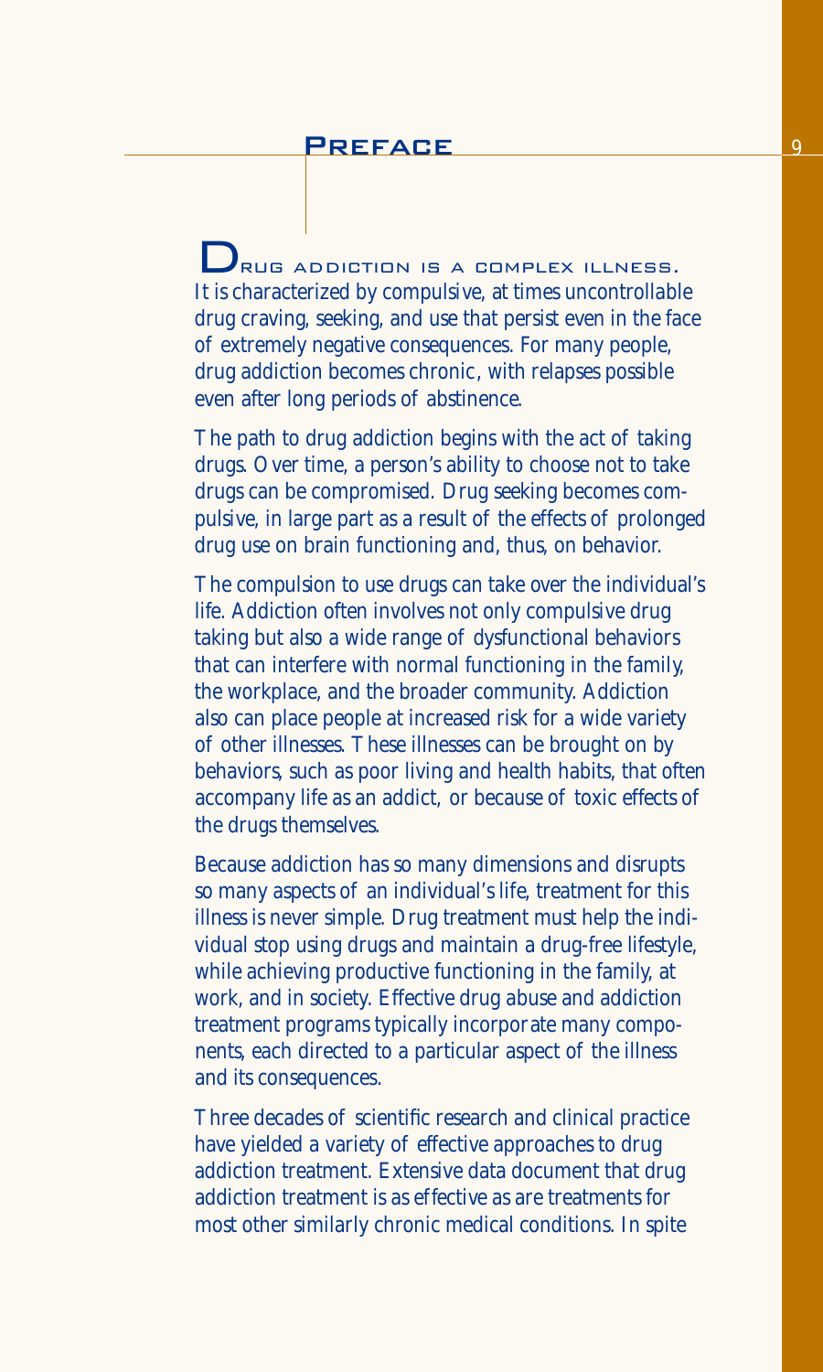# Preface

Drug addiction is a complex illness. It is characterized by compulsive, at times uncontrollable drug craving, seeking, and use that persist even in the face of extremely negative consequences. For many people, drug addiction becomes chronic, with relapses possible even after long periods of abstinence.

The path to drug addiction begins with the act of taking drugs. Over time, a person's ability to choose not to take drugs can be compromised. Drug seeking becomes compulsive, in large part as a result of the effects of prolonged drug use on brain functioning and, thus, on behavior.

The compulsion to use drugs can take over the individual's life. Addiction often involves not only compulsive drug taking but also a wide range of dysfunctional behaviors that can interfere with normal functioning in the family, the workplace, and the broader community. Addiction also can place people at increased risk for a wide variety of other illnesses. These illnesses can be brought on by behaviors, such as poor living and health habits, that often accompany life as an addict, or because of toxic effects of the drugs themselves.

Because addiction has so many dimensions and disrupts so many aspects of an individual's life, treatment for this illness is never simple. Drug treatment must help the individual stop using drugs and maintain a drug-free lifestyle, while achieving productive functioning in the family, at work, and in society. Effective drug abuse and addiction treatment programs typically incorporate many components, each directed to a particular aspect of the illness and its consequences.

Three decades of scientific research and clinical practice have yielded a variety of effective approaches to drug addiction treatment. Extensive data document that drug addiction treatment is as effective as are treatments for most other similarly chronic medical conditions. In spite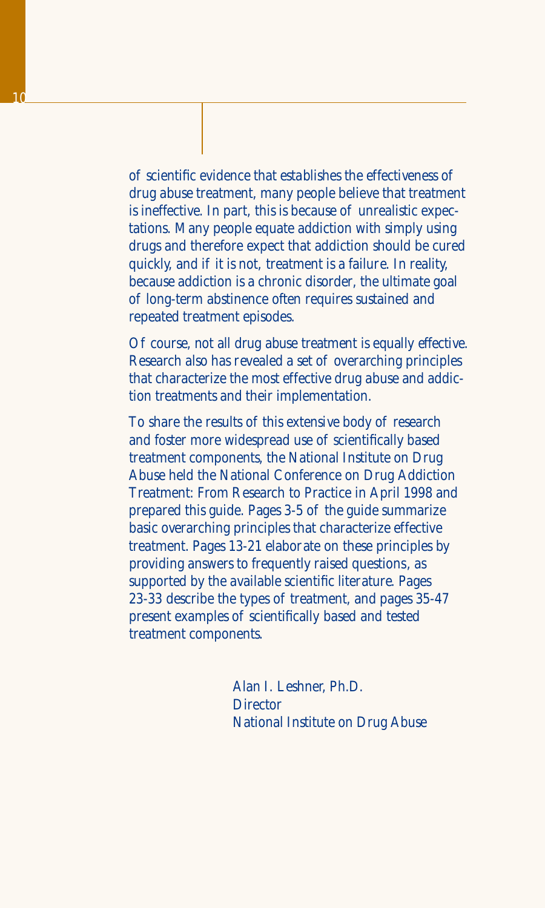of scientific evidence that establishes the effectiveness of drug abuse treatment, many people believe that treatment is ineffective. In part, this is because of unrealistic expectations. Many people equate addiction with simply using drugs and therefore expect that addiction should be cured quickly, and if it is not, treatment is a failure. In reality, because addiction is a chronic disorder, the ultimate goal of long-term abstinence often requires sustained and repeated treatment episodes.

Of course, not all drug abuse treatment is equally effective. Research also has revealed a set of overarching principles that characterize the most effective drug abuse and addiction treatments and their implementation.

To share the results of this extensive body of research and foster more widespread use of scientifically based treatment components, the National Institute on Drug Abuse held the National Conference on Drug Addiction Treatment: From Research to Practice in April 1998 and prepared this guide. Pages 3-5 of the guide summarize basic overarching principles that characterize effective treatment. Pages 13-21 elaborate on these principles by providing answers to frequently raised questions, as supported by the available scientific literature. Pages 23-33 describe the types of treatment, and pages 35-47 present examples of scientifically based and tested treatment components.

Alan I. Leshner, Ph.D.  
Director  
National Institute on Drug Abuse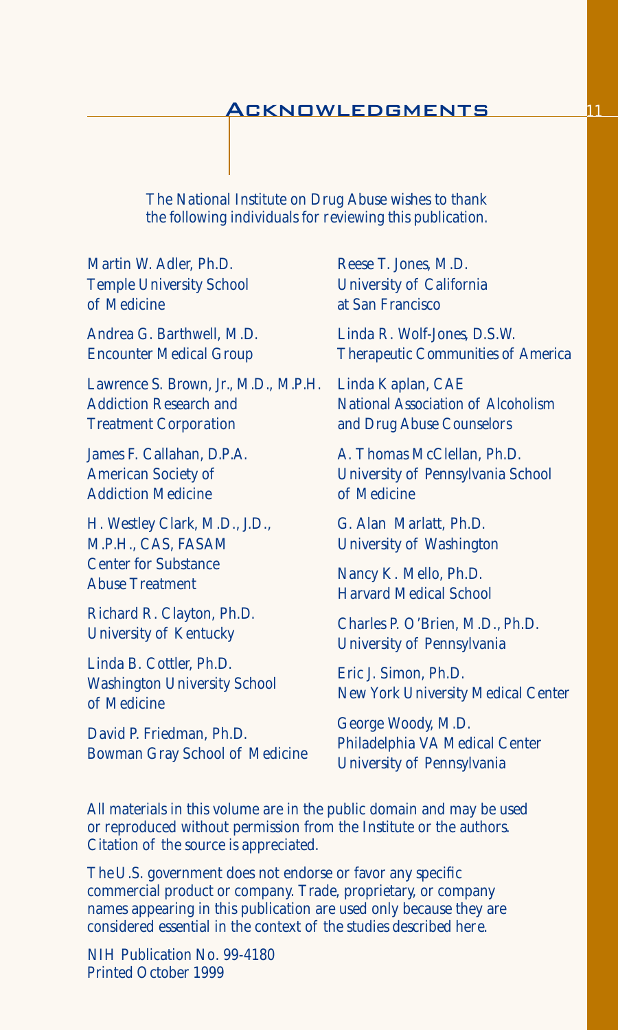# Acknowledgments

The National Institute on Drug Abuse wishes to thank the following individuals for reviewing this publication.

Martin W. Adler, Ph.D.
Temple University School of Medicine

Andrea G. Barthwell, M.D.
Encounter Medical Group

Lawrence S. Brown, Jr., M.D., M.P.H.
Addiction Research and Treatment Corporation

James F. Callahan, D.P.A.
American Society of Addiction Medicine

H. Westley Clark, M.D., J.D., M.P.H., CAS, FASAM
Center for Substance Abuse Treatment

Richard R. Clayton, Ph.D.
University of Kentucky

Linda B. Cottler, Ph.D.
Washington University School of Medicine

David P. Friedman, Ph.D.
Bowman Gray School of Medicine

Reese T. Jones, M.D.
University of California at San Francisco

Linda R. Wolf-Jones, D.S.W.
Therapeutic Communities of America

Linda Kaplan, CAE
National Association of Alcoholism and Drug Abuse Counselors

A. Thomas McClellan, Ph.D.
University of Pennsylvania School of Medicine

G. Alan Marlatt, Ph.D.
University of Washington

Nancy K. Mello, Ph.D.
Harvard Medical School

Charles P. O'Brien, M.D., Ph.D.
University of Pennsylvania

Eric J. Simon, Ph.D.
New York University Medical Center

George Woody, M.D.
Philadelphia VA Medical Center
University of Pennsylvania

All materials in this volume are in the public domain and may be used or reproduced without permission from the Institute or the authors. Citation of the source is appreciated.

The U.S. government does not endorse or favor any specific commercial product or company. Trade, proprietary, or company names appearing in this publication are used only because they are considered essential in the context of the studies described here.

NIH Publication No. 99-4180
Printed October 1999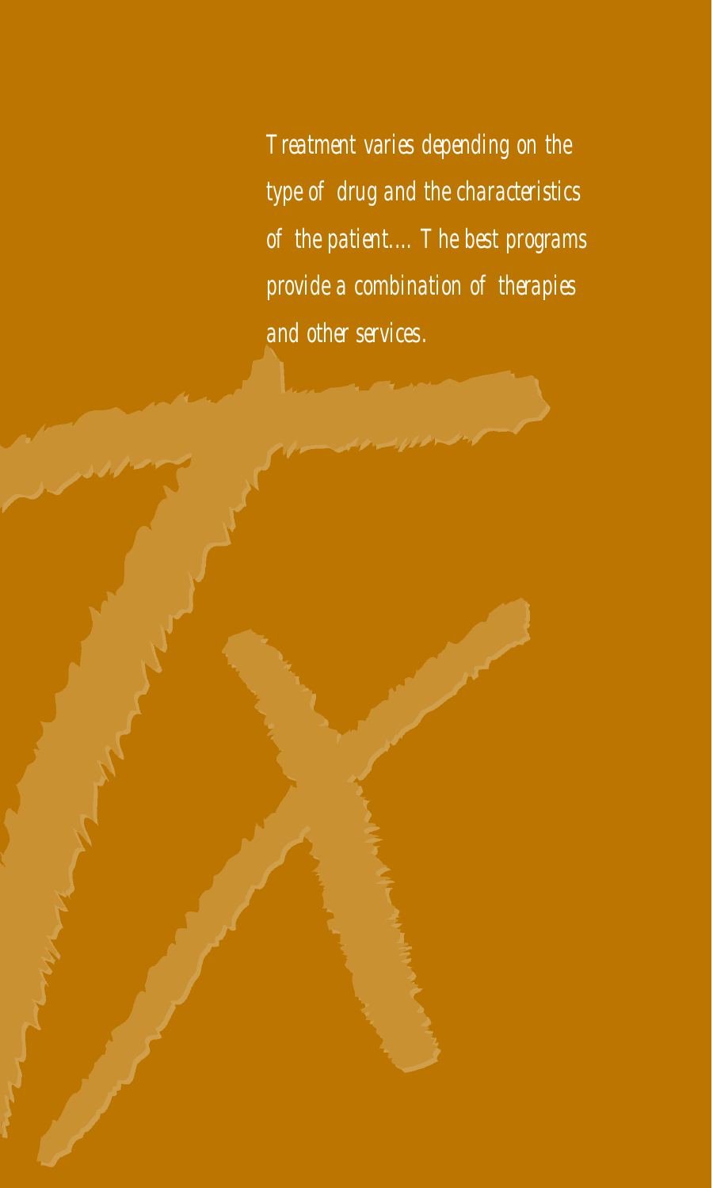*Treatment varies depending on the type of drug and the characteristics of the patient.... The best programs provide a combination of therapies and other services.*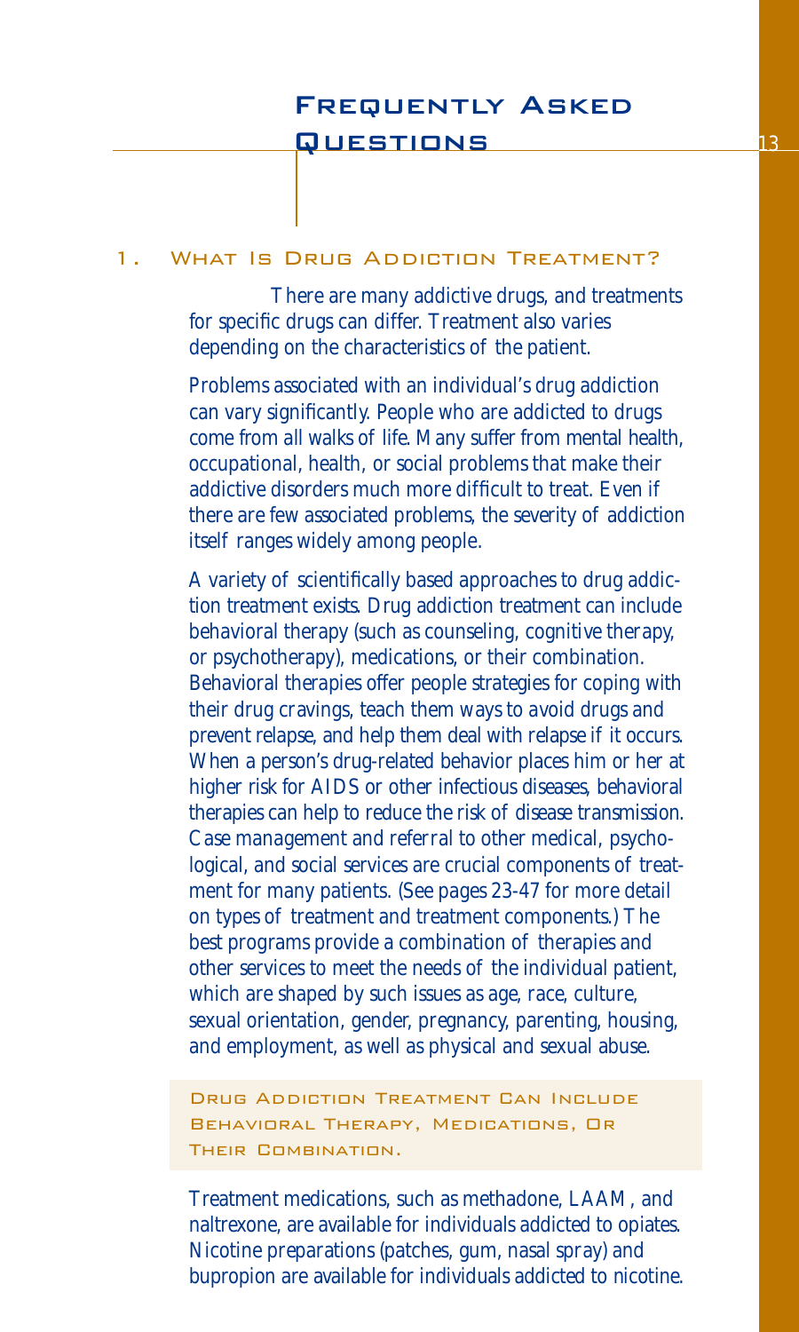# Frequently Asked Questions

## 1. What Is Drug Addiction Treatment?

There are many addictive drugs, and treatments for specific drugs can differ. Treatment also varies depending on the characteristics of the patient.

Problems associated with an individual's drug addiction can vary significantly. People who are addicted to drugs come from all walks of life. Many suffer from mental health, occupational, health, or social problems that make their addictive disorders much more difficult to treat. Even if there are few associated problems, the severity of addiction itself ranges widely among people.

A variety of scientifically based approaches to drug addiction treatment exists. Drug addiction treatment can include behavioral therapy (such as counseling, cognitive therapy, or psychotherapy), medications, or their combination. Behavioral therapies offer people strategies for coping with their drug cravings, teach them ways to avoid drugs and prevent relapse, and help them deal with relapse if it occurs. When a person's drug-related behavior places him or her at higher risk for AIDS or other infectious diseases, behavioral therapies can help to reduce the risk of disease transmission. Case management and referral to other medical, psychological, and social services are crucial components of treatment for many patients. (See pages 23-47 for more detail on types of treatment and treatment components.) The best programs provide a combination of therapies and other services to meet the needs of the individual patient, which are shaped by such issues as age, race, culture, sexual orientation, gender, pregnancy, parenting, housing, and employment, as well as physical and sexual abuse.

> Drug Addiction Treatment Can Include Behavioral Therapy, Medications, Or Their Combination.

Treatment medications, such as methadone, LAAM, and naltrexone, are available for individuals addicted to opiates. Nicotine preparations (patches, gum, nasal spray) and bupropion are available for individuals addicted to nicotine.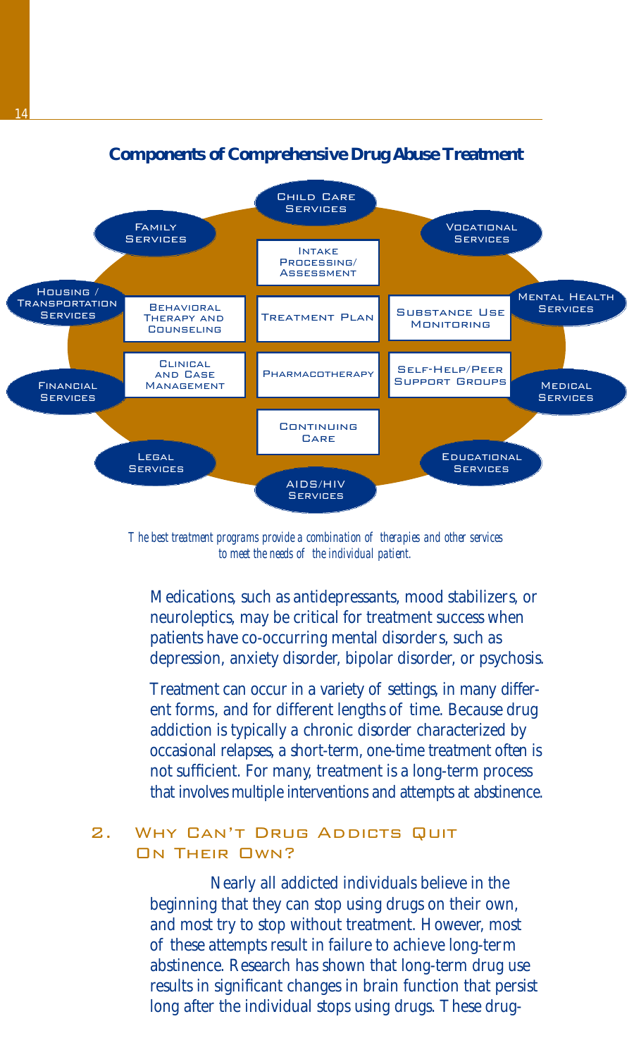## Components of Comprehensive Drug Abuse Treatment

Child Care Services
Family Services
Vocational Services
Intake Processing/ Assessment
Housing / Transportation Services
Behavioral Therapy and Counseling
Treatment Plan
Substance Use Monitoring
Mental Health Services
Clinical and Case Management
Pharmacotherapy
Self-Help/Peer Support Groups
Financial Services
Medical Services
Continuing Care
Legal Services
Educational Services
AIDS/HIV Services

*The best treatment programs provide a combination of therapies and other services to meet the needs of the individual patient.*

Medications, such as antidepressants, mood stabilizers, or neuroleptics, may be critical for treatment success when patients have co-occurring mental disorders, such as depression, anxiety disorder, bipolar disorder, or psychosis.

Treatment can occur in a variety of settings, in many different forms, and for different lengths of time. Because drug addiction is typically a chronic disorder characterized by occasional relapses, a short-term, one-time treatment often is not sufficient. For many, treatment is a long-term process that involves multiple interventions and attempts at abstinence.

## 2. Why Can't Drug Addicts Quit On Their Own?

Nearly all addicted individuals believe in the beginning that they can stop using drugs on their own, and most try to stop without treatment. However, most of these attempts result in failure to achieve long-term abstinence. Research has shown that long-term drug use results in significant changes in brain function that persist long after the individual stops using drugs. These drug-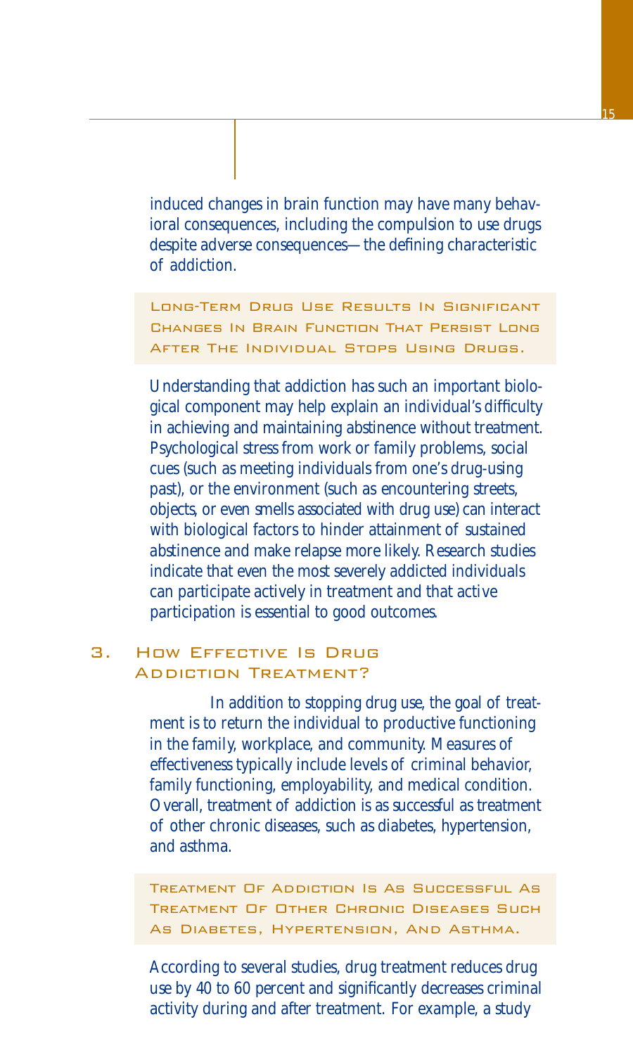induced changes in brain function may have many behavioral consequences, including the compulsion to use drugs despite adverse consequences—the defining characteristic of addiction.

> LONG-TERM DRUG USE RESULTS IN SIGNIFICANT CHANGES IN BRAIN FUNCTION THAT PERSIST LONG AFTER THE INDIVIDUAL STOPS USING DRUGS.

Understanding that addiction has such an important biological component may help explain an individual's difficulty in achieving and maintaining abstinence without treatment. Psychological stress from work or family problems, social cues (such as meeting individuals from one's drug-using past), or the environment (such as encountering streets, objects, or even smells associated with drug use) can interact with biological factors to hinder attainment of sustained abstinence and make relapse more likely. Research studies indicate that even the most severely addicted individuals can participate actively in treatment and that active participation is essential to good outcomes.

## 3. How Effective Is Drug Addiction Treatment?

In addition to stopping drug use, the goal of treatment is to return the individual to productive functioning in the family, workplace, and community. Measures of effectiveness typically include levels of criminal behavior, family functioning, employability, and medical condition. Overall, treatment of addiction is as successful as treatment of other chronic diseases, such as diabetes, hypertension, and asthma.

> TREATMENT OF ADDICTION IS AS SUCCESSFUL AS TREATMENT OF OTHER CHRONIC DISEASES SUCH AS DIABETES, HYPERTENSION, AND ASTHMA.

According to several studies, drug treatment reduces drug use by 40 to 60 percent and significantly decreases criminal activity during and after treatment. For example, a study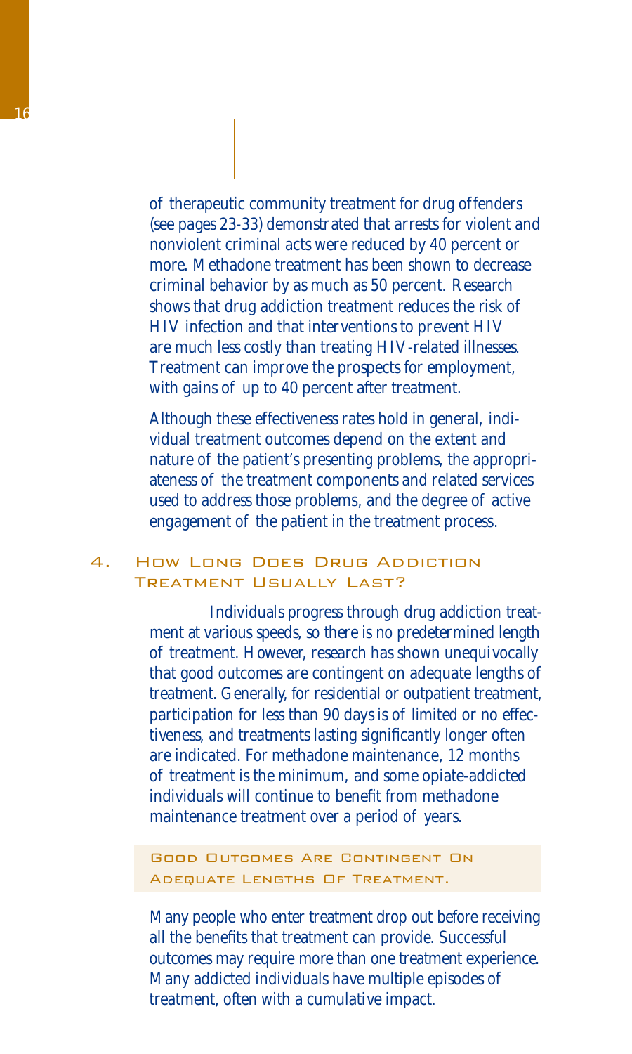of therapeutic community treatment for drug offenders (see pages 23-33) demonstrated that arrests for violent and nonviolent criminal acts were reduced by 40 percent or more. Methadone treatment has been shown to decrease criminal behavior by as much as 50 percent. Research shows that drug addiction treatment reduces the risk of HIV infection and that interventions to prevent HIV are much less costly than treating HIV-related illnesses. Treatment can improve the prospects for employment, with gains of up to 40 percent after treatment.

Although these effectiveness rates hold in general, individual treatment outcomes depend on the extent and nature of the patient's presenting problems, the appropriateness of the treatment components and related services used to address those problems, and the degree of active engagement of the patient in the treatment process.

## 4. How Long Does Drug Addiction Treatment Usually Last?

Individuals progress through drug addiction treatment at various speeds, so there is no predetermined length of treatment. However, research has shown unequivocally that good outcomes are contingent on adequate lengths of treatment. Generally, for residential or outpatient treatment, participation for less than 90 days is of limited or no effectiveness, and treatments lasting significantly longer often are indicated. For methadone maintenance, 12 months of treatment is the minimum, and some opiate-addicted individuals will continue to benefit from methadone maintenance treatment over a period of years.

**Good Outcomes Are Contingent On Adequate Lengths Of Treatment.**

Many people who enter treatment drop out before receiving all the benefits that treatment can provide. Successful outcomes may require more than one treatment experience. Many addicted individuals have multiple episodes of treatment, often with a cumulative impact.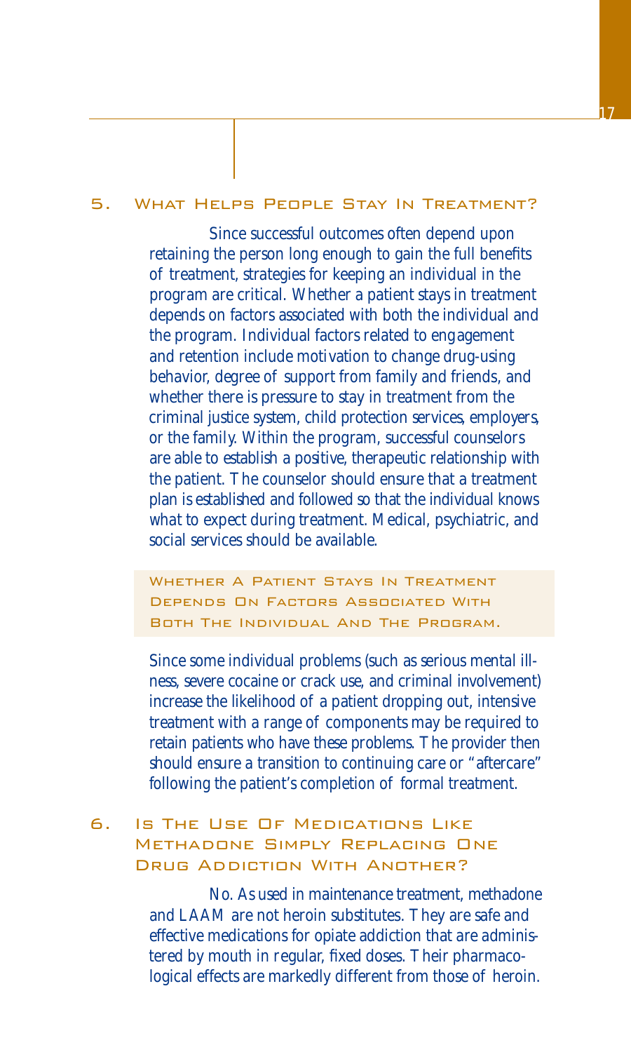## 5. What Helps People Stay In Treatment?

Since successful outcomes often depend upon retaining the person long enough to gain the full benefits of treatment, strategies for keeping an individual in the program are critical. Whether a patient stays in treatment depends on factors associated with both the individual and the program. Individual factors related to engagement and retention include motivation to change drug-using behavior, degree of support from family and friends, and whether there is pressure to stay in treatment from the criminal justice system, child protection services, employers, or the family. Within the program, successful counselors are able to establish a positive, therapeutic relationship with the patient. The counselor should ensure that a treatment plan is established and followed so that the individual knows what to expect during treatment. Medical, psychiatric, and social services should be available.

> Whether A Patient Stays In Treatment Depends On Factors Associated With Both The Individual And The Program.

Since some individual problems (such as serious mental illness, severe cocaine or crack use, and criminal involvement) increase the likelihood of a patient dropping out, intensive treatment with a range of components may be required to retain patients who have these problems. The provider then should ensure a transition to continuing care or "aftercare" following the patient's completion of formal treatment.

## 6. Is The Use Of Medications Like Methadone Simply Replacing One Drug Addiction With Another?

No. As used in maintenance treatment, methadone and LAAM are not heroin substitutes. They are safe and effective medications for opiate addiction that are administered by mouth in regular, fixed doses. Their pharmacological effects are markedly different from those of heroin.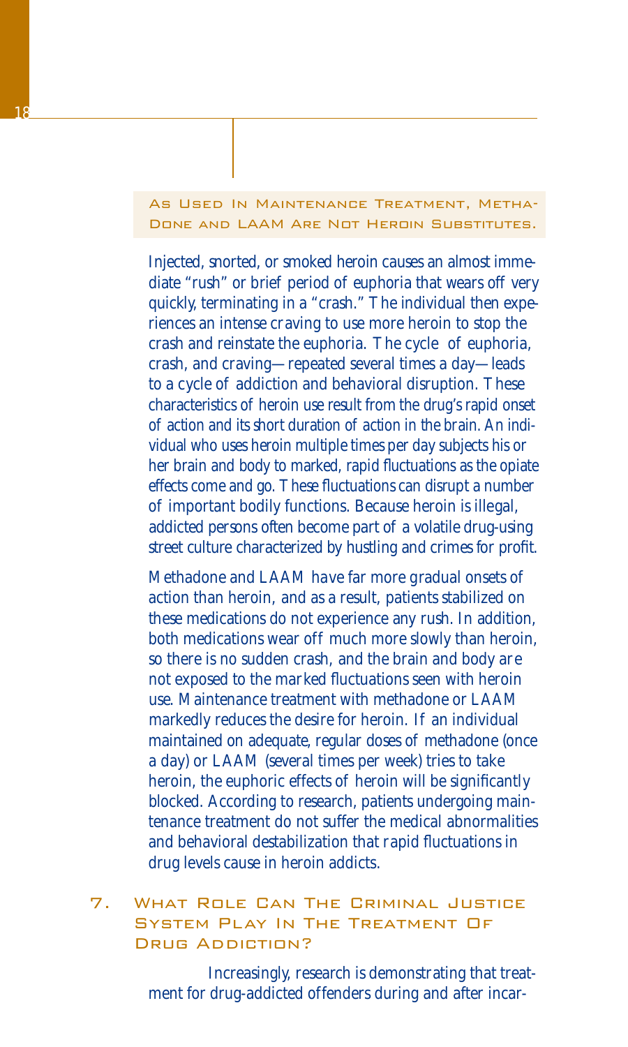### As Used In Maintenance Treatment, Methadone and LAAM Are Not Heroin Substitutes.

Injected, snorted, or smoked heroin causes an almost immediate "rush" or brief period of euphoria that wears off very quickly, terminating in a "crash." The individual then experiences an intense craving to use more heroin to stop the crash and reinstate the euphoria. The cycle of euphoria, crash, and craving—repeated several times a day—leads to a cycle of addiction and behavioral disruption. These characteristics of heroin use result from the drug's rapid onset of action and its short duration of action in the brain. An individual who uses heroin multiple times per day subjects his or her brain and body to marked, rapid fluctuations as the opiate effects come and go. These fluctuations can disrupt a number of important bodily functions. Because heroin is illegal, addicted persons often become part of a volatile drug-using street culture characterized by hustling and crimes for profit.

Methadone and LAAM have far more gradual onsets of action than heroin, and as a result, patients stabilized on these medications do not experience any rush. In addition, both medications wear off much more slowly than heroin, so there is no sudden crash, and the brain and body are not exposed to the marked fluctuations seen with heroin use. Maintenance treatment with methadone or LAAM markedly reduces the desire for heroin. If an individual maintained on adequate, regular doses of methadone (once a day) or LAAM (several times per week) tries to take heroin, the euphoric effects of heroin will be significantly blocked. According to research, patients undergoing maintenance treatment do not suffer the medical abnormalities and behavioral destabilization that rapid fluctuations in drug levels cause in heroin addicts.

## 7. What Role Can The Criminal Justice System Play In The Treatment Of Drug Addiction?

Increasingly, research is demonstrating that treatment for drug-addicted offenders during and after incar-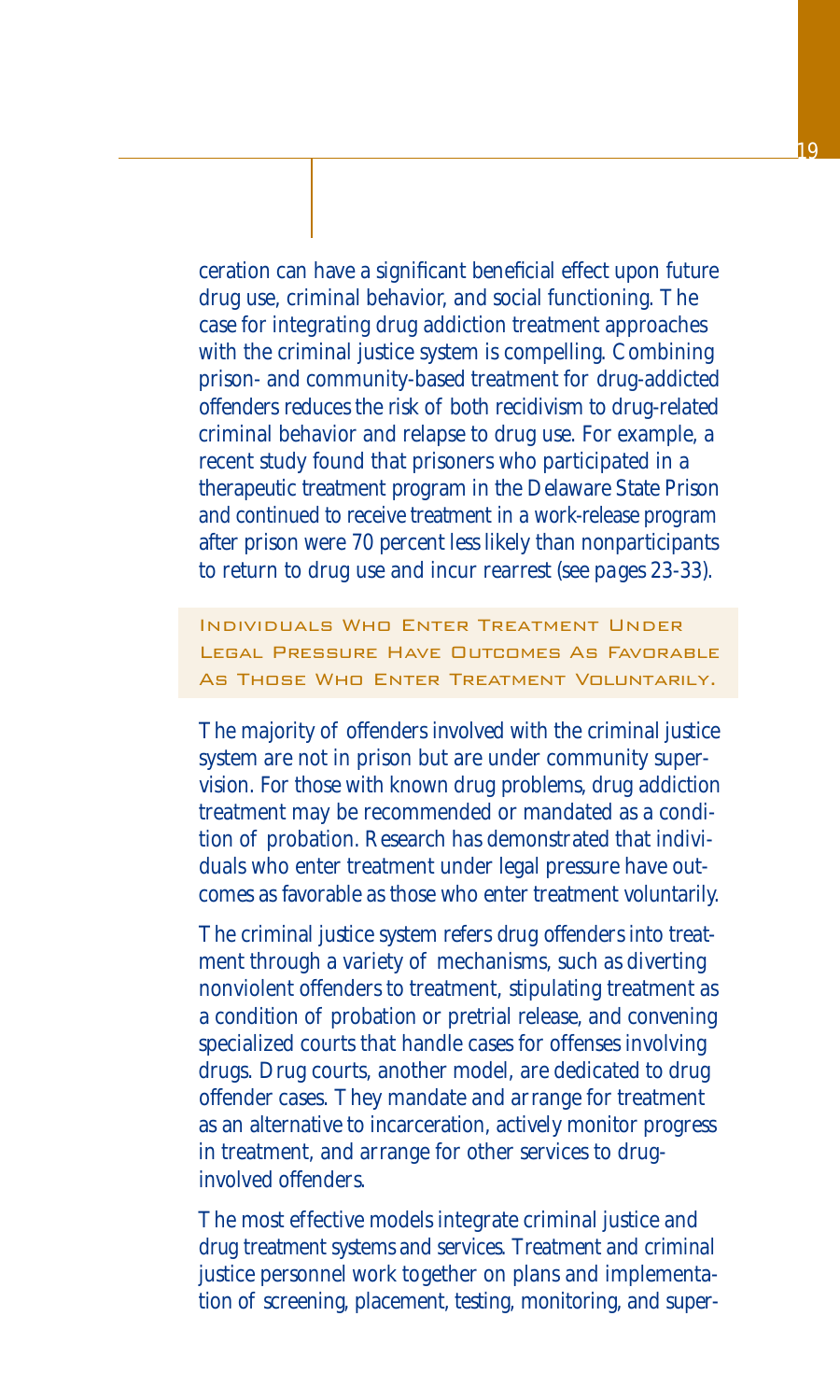ceration can have a significant beneficial effect upon future drug use, criminal behavior, and social functioning. The case for integrating drug addiction treatment approaches with the criminal justice system is compelling. Combining prison- and community-based treatment for drug-addicted offenders reduces the risk of both recidivism to drug-related criminal behavior and relapse to drug use. For example, a recent study found that prisoners who participated in a therapeutic treatment program in the Delaware State Prison and continued to receive treatment in a work-release program after prison were 70 percent less likely than nonparticipants to return to drug use and incur rearrest (see pages 23-33).

## Individuals Who Enter Treatment Under Legal Pressure Have Outcomes As Favorable As Those Who Enter Treatment Voluntarily.

The majority of offenders involved with the criminal justice system are not in prison but are under community supervision. For those with known drug problems, drug addiction treatment may be recommended or mandated as a condition of probation. Research has demonstrated that individuals who enter treatment under legal pressure have outcomes as favorable as those who enter treatment voluntarily.

The criminal justice system refers drug offenders into treatment through a variety of mechanisms, such as diverting nonviolent offenders to treatment, stipulating treatment as a condition of probation or pretrial release, and convening specialized courts that handle cases for offenses involving drugs. Drug courts, another model, are dedicated to drug offender cases. They mandate and arrange for treatment as an alternative to incarceration, actively monitor progress in treatment, and arrange for other services to drug-involved offenders.

The most effective models integrate criminal justice and drug treatment systems and services. Treatment and criminal justice personnel work together on plans and implementation of screening, placement, testing, monitoring, and super-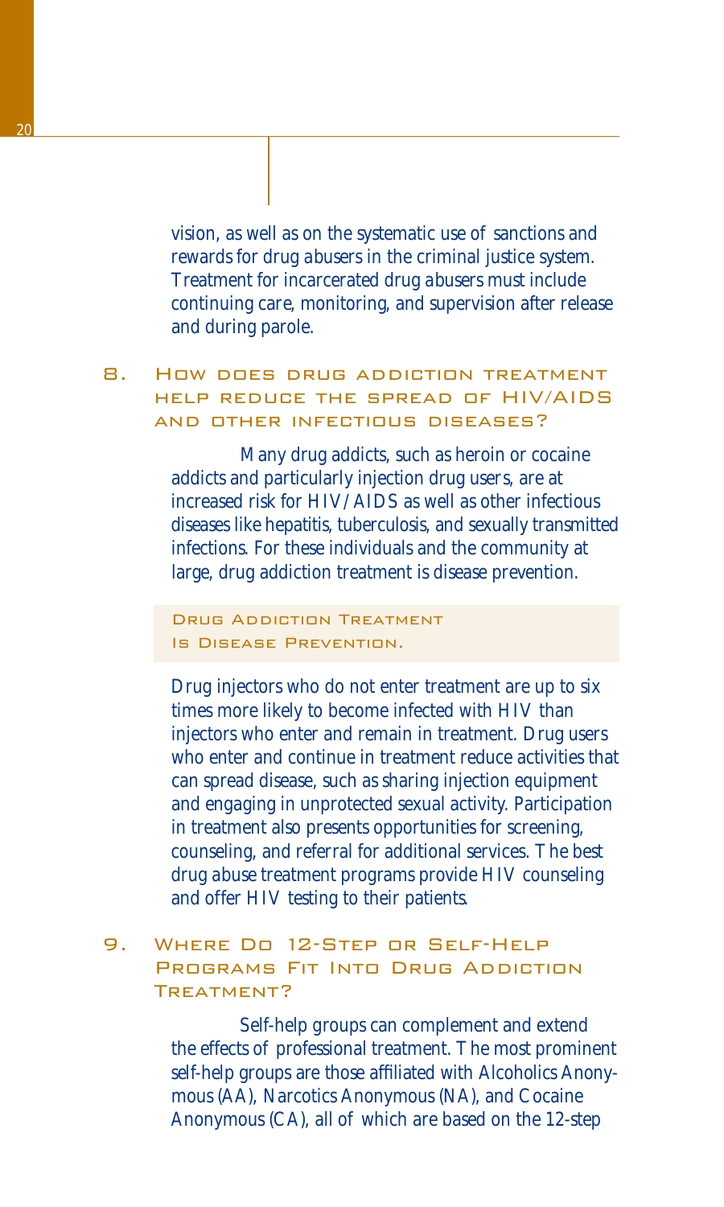vision, as well as on the systematic use of sanctions and rewards for drug abusers in the criminal justice system. Treatment for incarcerated drug abusers must include continuing care, monitoring, and supervision after release and during parole.

## 8. How does drug addiction treatment help reduce the spread of HIV/AIDS and other infectious diseases?

Many drug addicts, such as heroin or cocaine addicts and particularly injection drug users, are at increased risk for HIV/AIDS as well as other infectious diseases like hepatitis, tuberculosis, and sexually transmitted infections. For these individuals and the community at large, drug addiction treatment is disease prevention.

**Drug Addiction Treatment Is Disease Prevention.**

Drug injectors who do not enter treatment are up to six times more likely to become infected with HIV than injectors who enter and remain in treatment. Drug users who enter and continue in treatment reduce activities that can spread disease, such as sharing injection equipment and engaging in unprotected sexual activity. Participation in treatment also presents opportunities for screening, counseling, and referral for additional services. The best drug abuse treatment programs provide HIV counseling and offer HIV testing to their patients.

## 9. Where Do 12-Step or Self-Help Programs Fit Into Drug Addiction Treatment?

Self-help groups can complement and extend the effects of professional treatment. The most prominent self-help groups are those affiliated with Alcoholics Anonymous (AA), Narcotics Anonymous (NA), and Cocaine Anonymous (CA), all of which are based on the 12-step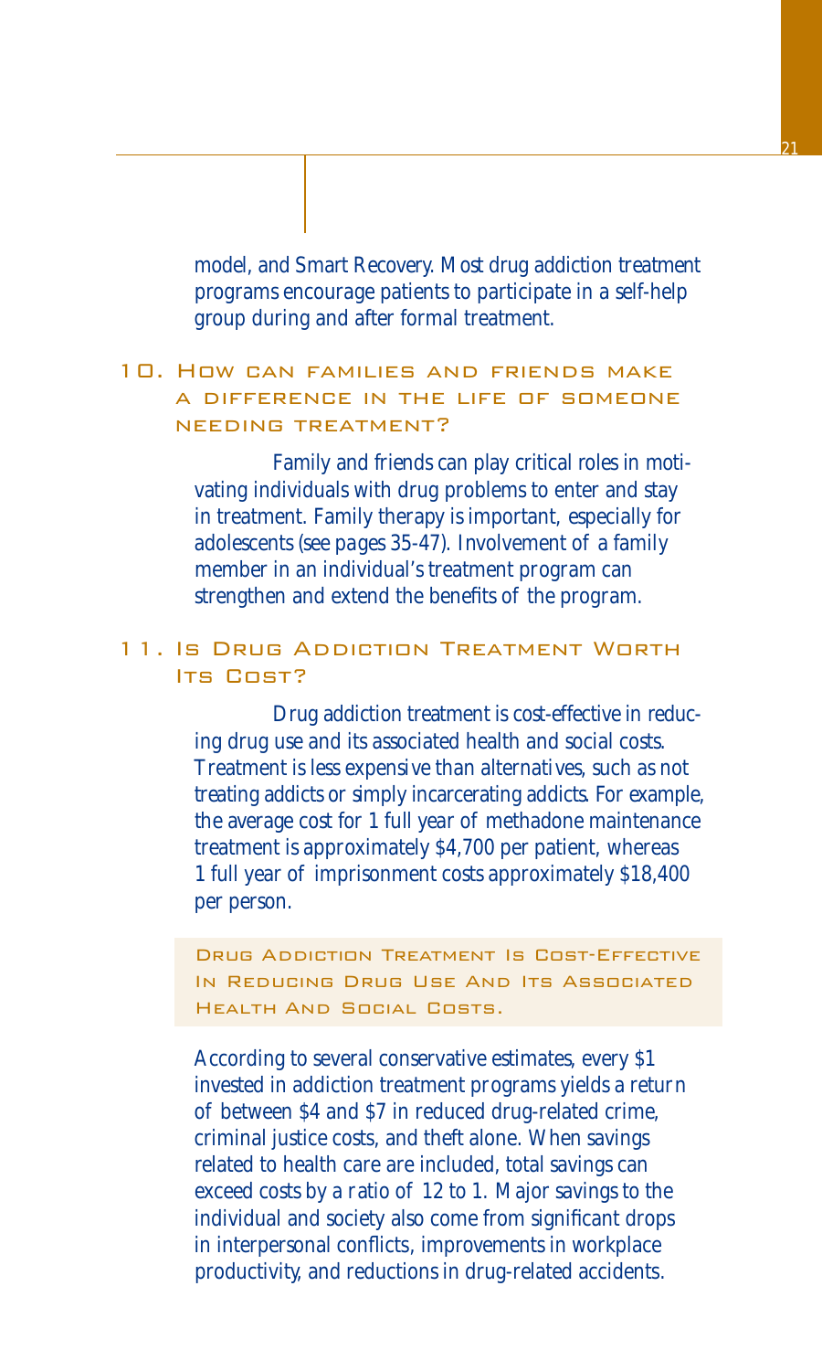model, and Smart Recovery. Most drug addiction treatment programs encourage patients to participate in a self-help group during and after formal treatment.

## 10. How can families and friends make a difference in the life of someone needing treatment?

Family and friends can play critical roles in motivating individuals with drug problems to enter and stay in treatment. Family therapy is important, especially for adolescents (see pages 35-47). Involvement of a family member in an individual's treatment program can strengthen and extend the benefits of the program.

## 11. Is Drug Addiction Treatment Worth Its Cost?

Drug addiction treatment is cost-effective in reducing drug use and its associated health and social costs. Treatment is less expensive than alternatives, such as not treating addicts or simply incarcerating addicts. For example, the average cost for 1 full year of methadone maintenance treatment is approximately $4,700 per patient, whereas 1 full year of imprisonment costs approximately $18,400 per person.

> **Drug Addiction Treatment Is Cost-Effective In Reducing Drug Use And Its Associated Health And Social Costs.**

According to several conservative estimates, every $1 invested in addiction treatment programs yields a return of between $4 and $7 in reduced drug-related crime, criminal justice costs, and theft alone. When savings related to health care are included, total savings can exceed costs by a ratio of 12 to 1. Major savings to the individual and society also come from significant drops in interpersonal conflicts, improvements in workplace productivity, and reductions in drug-related accidents.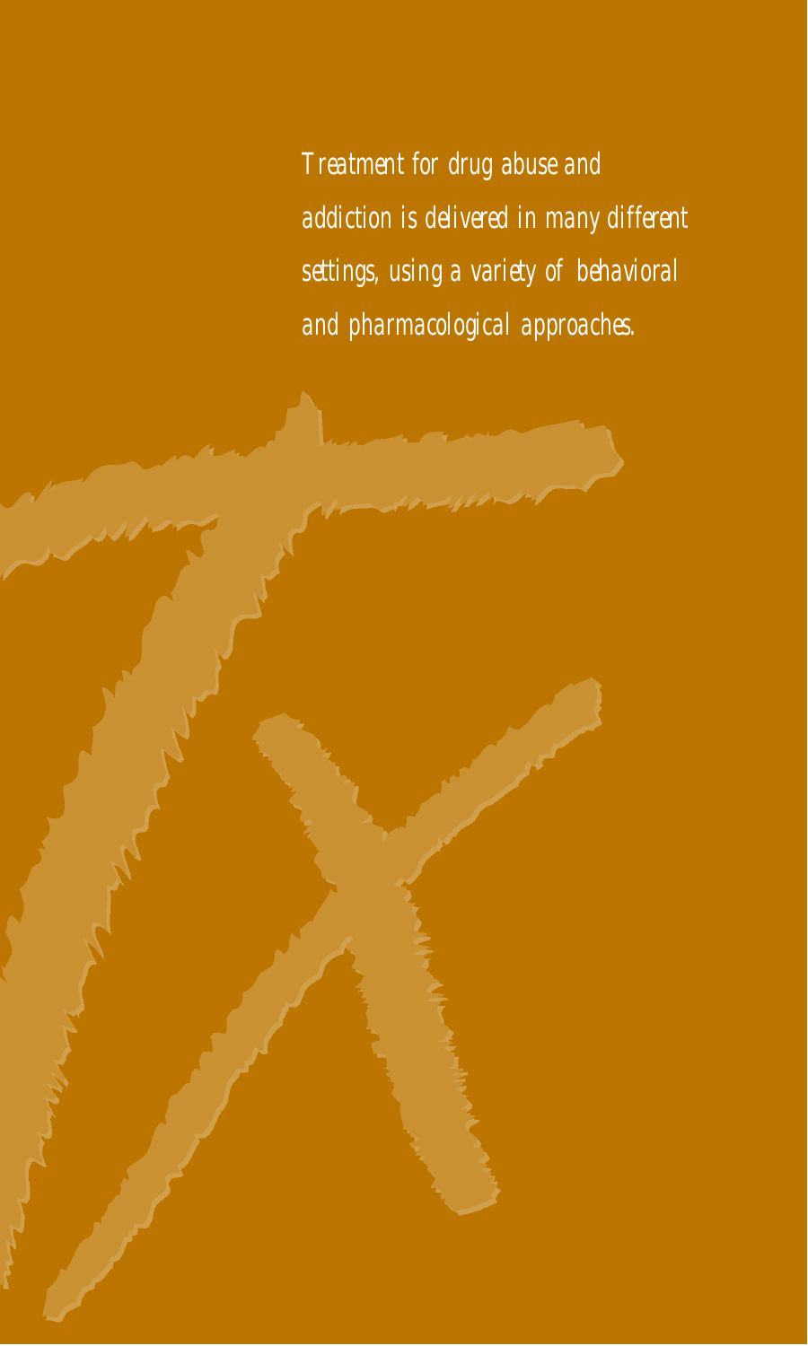*Treatment for drug abuse and addiction is delivered in many different settings, using a variety of behavioral and pharmacological approaches.*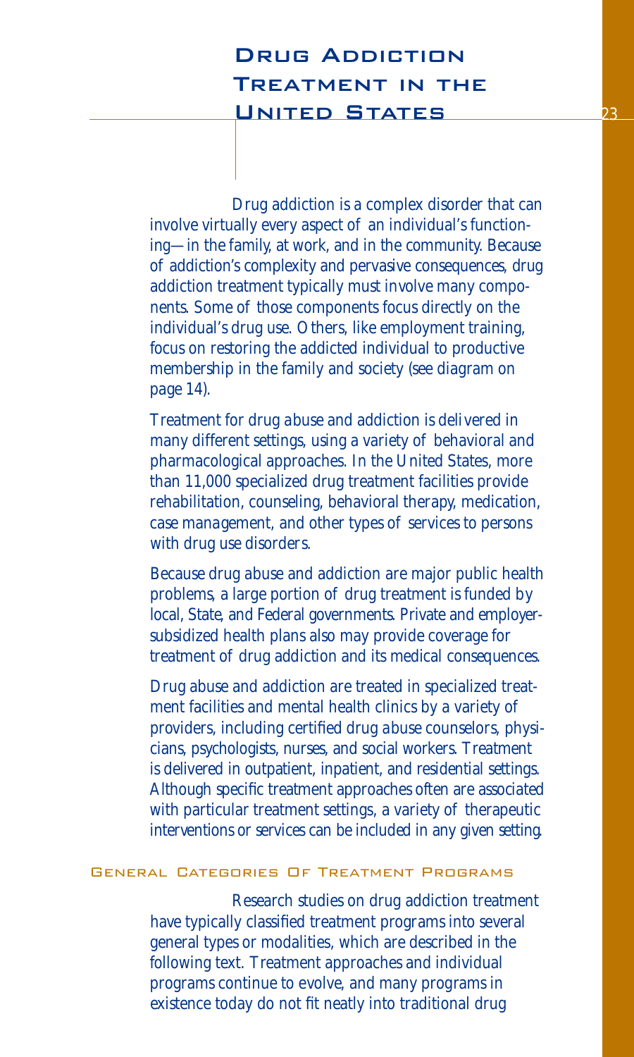# Drug Addiction Treatment in the United States

Drug addiction is a complex disorder that can involve virtually every aspect of an individual's functioning—in the family, at work, and in the community. Because of addiction's complexity and pervasive consequences, drug addiction treatment typically must involve many components. Some of those components focus directly on the individual's drug use. Others, like employment training, focus on restoring the addicted individual to productive membership in the family and society (see diagram on page 14).

Treatment for drug abuse and addiction is delivered in many different settings, using a variety of behavioral and pharmacological approaches. In the United States, more than 11,000 specialized drug treatment facilities provide rehabilitation, counseling, behavioral therapy, medication, case management, and other types of services to persons with drug use disorders.

Because drug abuse and addiction are major public health problems, a large portion of drug treatment is funded by local, State, and Federal governments. Private and employer-subsidized health plans also may provide coverage for treatment of drug addiction and its medical consequences.

Drug abuse and addiction are treated in specialized treatment facilities and mental health clinics by a variety of providers, including certified drug abuse counselors, physicians, psychologists, nurses, and social workers. Treatment is delivered in outpatient, inpatient, and residential settings. Although specific treatment approaches often are associated with particular treatment settings, a variety of therapeutic interventions or services can be included in any given setting.

## General Categories Of Treatment Programs

Research studies on drug addiction treatment have typically classified treatment programs into several general types or modalities, which are described in the following text. Treatment approaches and individual programs continue to evolve, and many programs in existence today do not fit neatly into traditional drug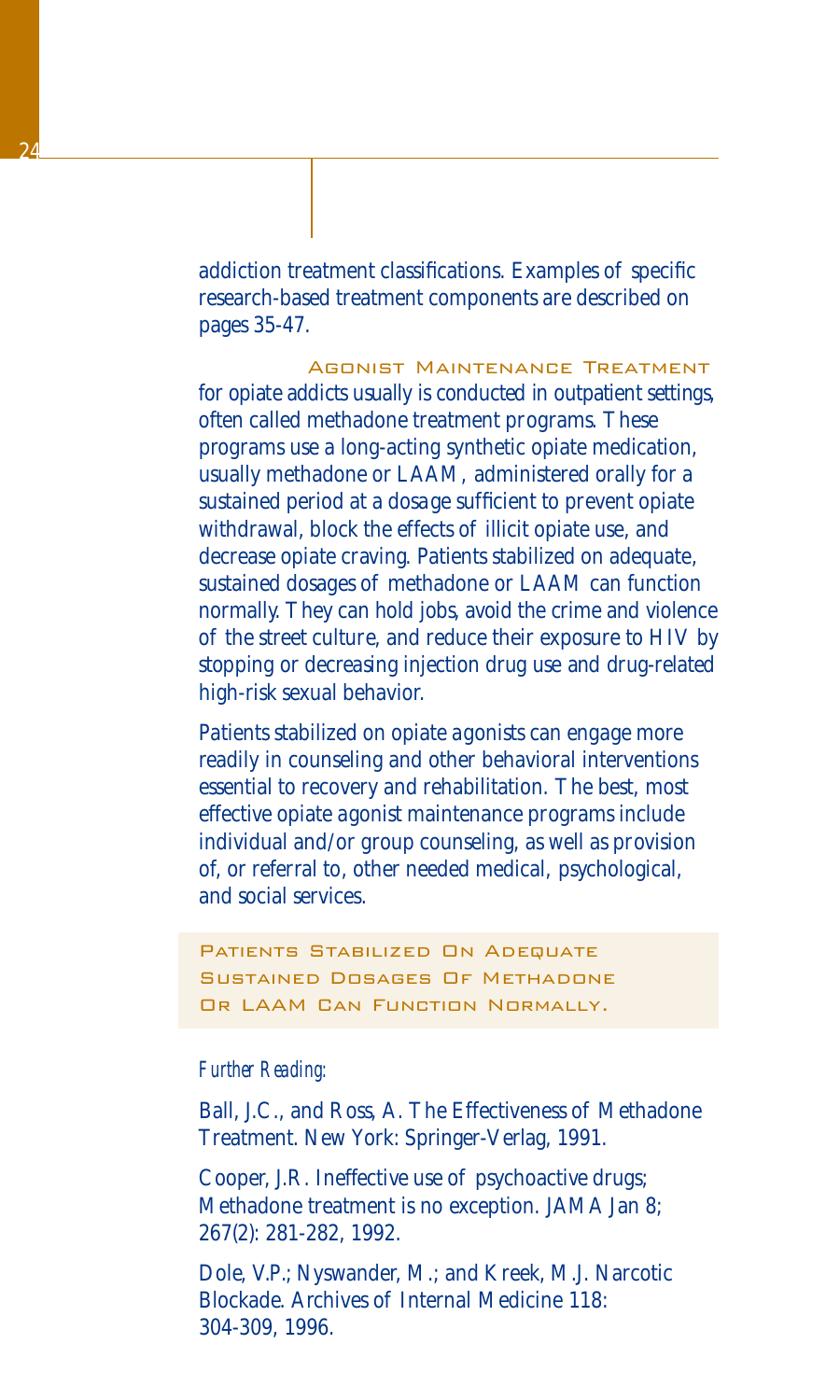addiction treatment classifications. Examples of specific research-based treatment components are described on pages 35-47.

**Agonist Maintenance Treatment** for opiate addicts usually is conducted in outpatient settings, often called methadone treatment programs. These programs use a long-acting synthetic opiate medication, usually methadone or LAAM, administered orally for a sustained period at a dosage sufficient to prevent opiate withdrawal, block the effects of illicit opiate use, and decrease opiate craving. Patients stabilized on adequate, sustained dosages of methadone or LAAM can function normally. They can hold jobs, avoid the crime and violence of the street culture, and reduce their exposure to HIV by stopping or decreasing injection drug use and drug-related high-risk sexual behavior.

Patients stabilized on opiate agonists can engage more readily in counseling and other behavioral interventions essential to recovery and rehabilitation. The best, most effective opiate agonist maintenance programs include individual and/or group counseling, as well as provision of, or referral to, other needed medical, psychological, and social services.

> Patients Stabilized On Adequate Sustained Dosages Of Methadone Or LAAM Can Function Normally.

*Further Reading:*

Ball, J.C., and Ross, A. The Effectiveness of Methadone Treatment. New York: Springer-Verlag, 1991.

Cooper, J.R. Ineffective use of psychoactive drugs; Methadone treatment is no exception. JAMA Jan 8; 267(2): 281-282, 1992.

Dole, V.P.; Nyswander, M.; and Kreek, M.J. Narcotic Blockade. Archives of Internal Medicine 118: 304-309, 1996.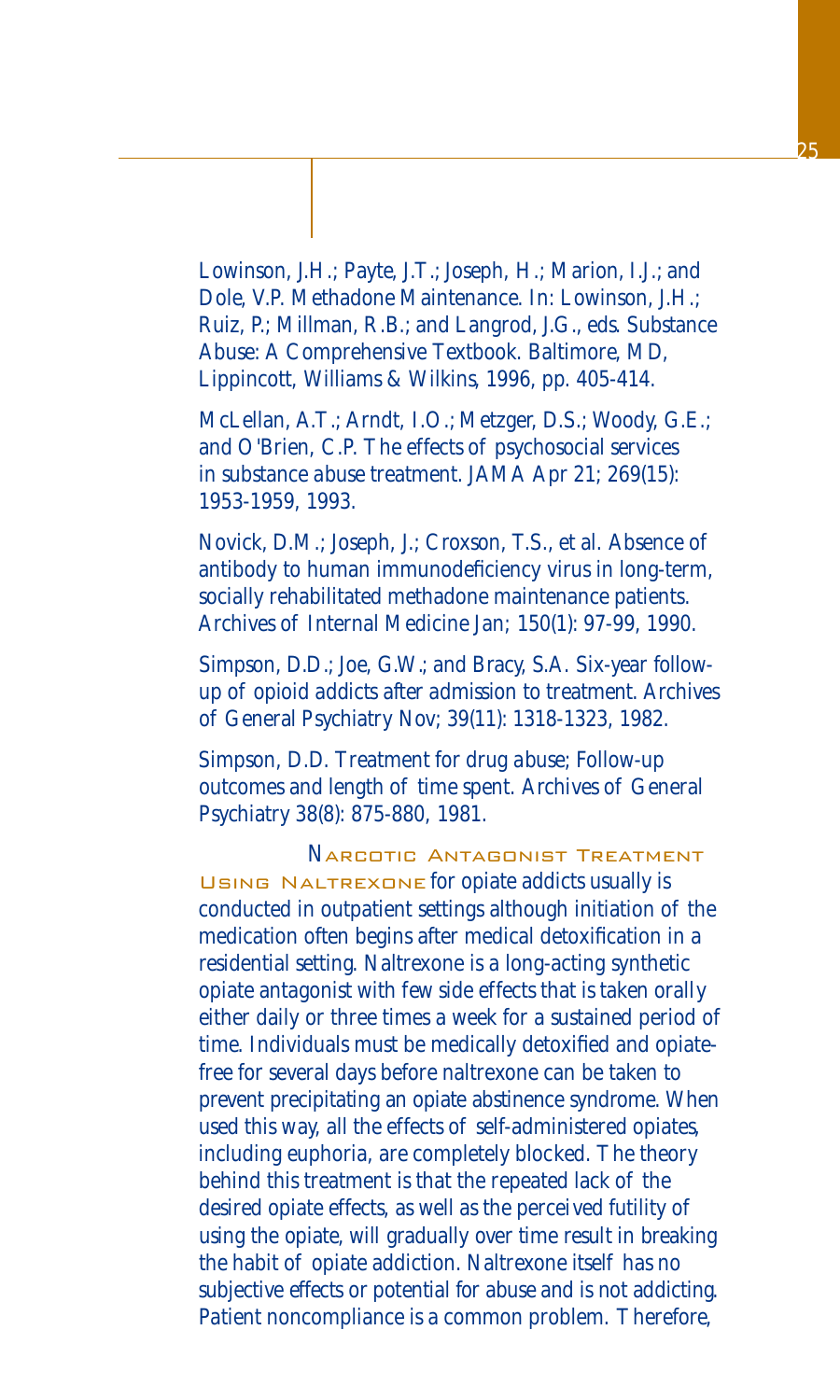Lowinson, J.H.; Payte, J.T.; Joseph, H.; Marion, I.J.; and Dole, V.P. Methadone Maintenance. In: Lowinson, J.H.; Ruiz, P.; Millman, R.B.; and Langrod, J.G., eds. Substance Abuse: A Comprehensive Textbook. Baltimore, MD, Lippincott, Williams & Wilkins, 1996, pp. 405-414.

McLellan, A.T.; Arndt, I.O.; Metzger, D.S.; Woody, G.E.; and O'Brien, C.P. The effects of psychosocial services in substance abuse treatment. JAMA Apr 21; 269(15): 1953-1959, 1993.

Novick, D.M.; Joseph, J.; Croxson, T.S., et al. Absence of antibody to human immunodeficiency virus in long-term, socially rehabilitated methadone maintenance patients. Archives of Internal Medicine Jan; 150(1): 97-99, 1990.

Simpson, D.D.; Joe, G.W.; and Bracy, S.A. Six-year follow-up of opioid addicts after admission to treatment. Archives of General Psychiatry Nov; 39(11): 1318-1323, 1982.

Simpson, D.D. Treatment for drug abuse; Follow-up outcomes and length of time spent. Archives of General Psychiatry 38(8): 875-880, 1981.

**Narcotic Antagonist Treatment Using Naltrexone** for opiate addicts usually is conducted in outpatient settings although initiation of the medication often begins after medical detoxification in a residential setting. Naltrexone is a long-acting synthetic opiate antagonist with few side effects that is taken orally either daily or three times a week for a sustained period of time. Individuals must be medically detoxified and opiate-free for several days before naltrexone can be taken to prevent precipitating an opiate abstinence syndrome. When used this way, all the effects of self-administered opiates, including euphoria, are completely blocked. The theory behind this treatment is that the repeated lack of the desired opiate effects, as well as the perceived futility of using the opiate, will gradually over time result in breaking the habit of opiate addiction. Naltrexone itself has no subjective effects or potential for abuse and is not addicting. Patient noncompliance is a common problem. Therefore,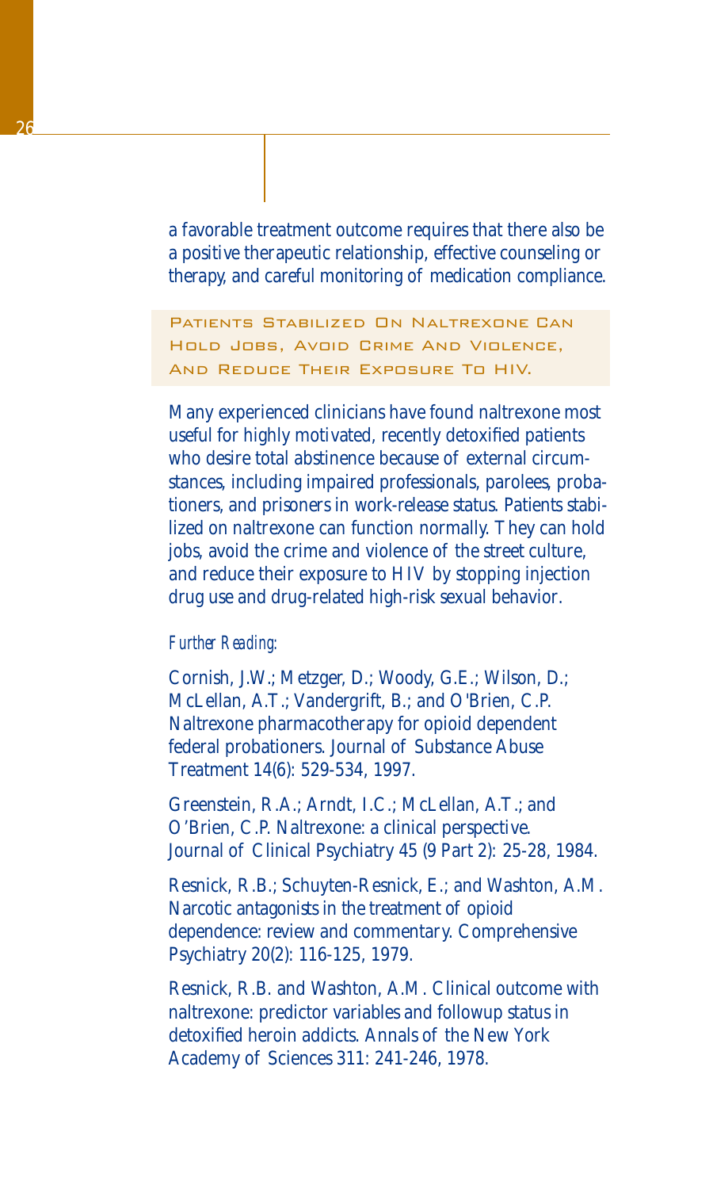a favorable treatment outcome requires that there also be a positive therapeutic relationship, effective counseling or therapy, and careful monitoring of medication compliance.

> **Patients Stabilized On Naltrexone Can Hold Jobs, Avoid Crime And Violence, And Reduce Their Exposure To HIV.**

Many experienced clinicians have found naltrexone most useful for highly motivated, recently detoxified patients who desire total abstinence because of external circumstances, including impaired professionals, parolees, probationers, and prisoners in work-release status. Patients stabilized on naltrexone can function normally. They can hold jobs, avoid the crime and violence of the street culture, and reduce their exposure to HIV by stopping injection drug use and drug-related high-risk sexual behavior.

*Further Reading:*

Cornish, J.W.; Metzger, D.; Woody, G.E.; Wilson, D.; McLellan, A.T.; Vandergrift, B.; and O'Brien, C.P. Naltrexone pharmacotherapy for opioid dependent federal probationers. Journal of Substance Abuse Treatment 14(6): 529-534, 1997.

Greenstein, R.A.; Arndt, I.C.; McLellan, A.T.; and O'Brien, C.P. Naltrexone: a clinical perspective. Journal of Clinical Psychiatry 45 (9 Part 2): 25-28, 1984.

Resnick, R.B.; Schuyten-Resnick, E.; and Washton, A.M. Narcotic antagonists in the treatment of opioid dependence: review and commentary. Comprehensive Psychiatry 20(2): 116-125, 1979.

Resnick, R.B. and Washton, A.M. Clinical outcome with naltrexone: predictor variables and followup status in detoxified heroin addicts. Annals of the New York Academy of Sciences 311: 241-246, 1978.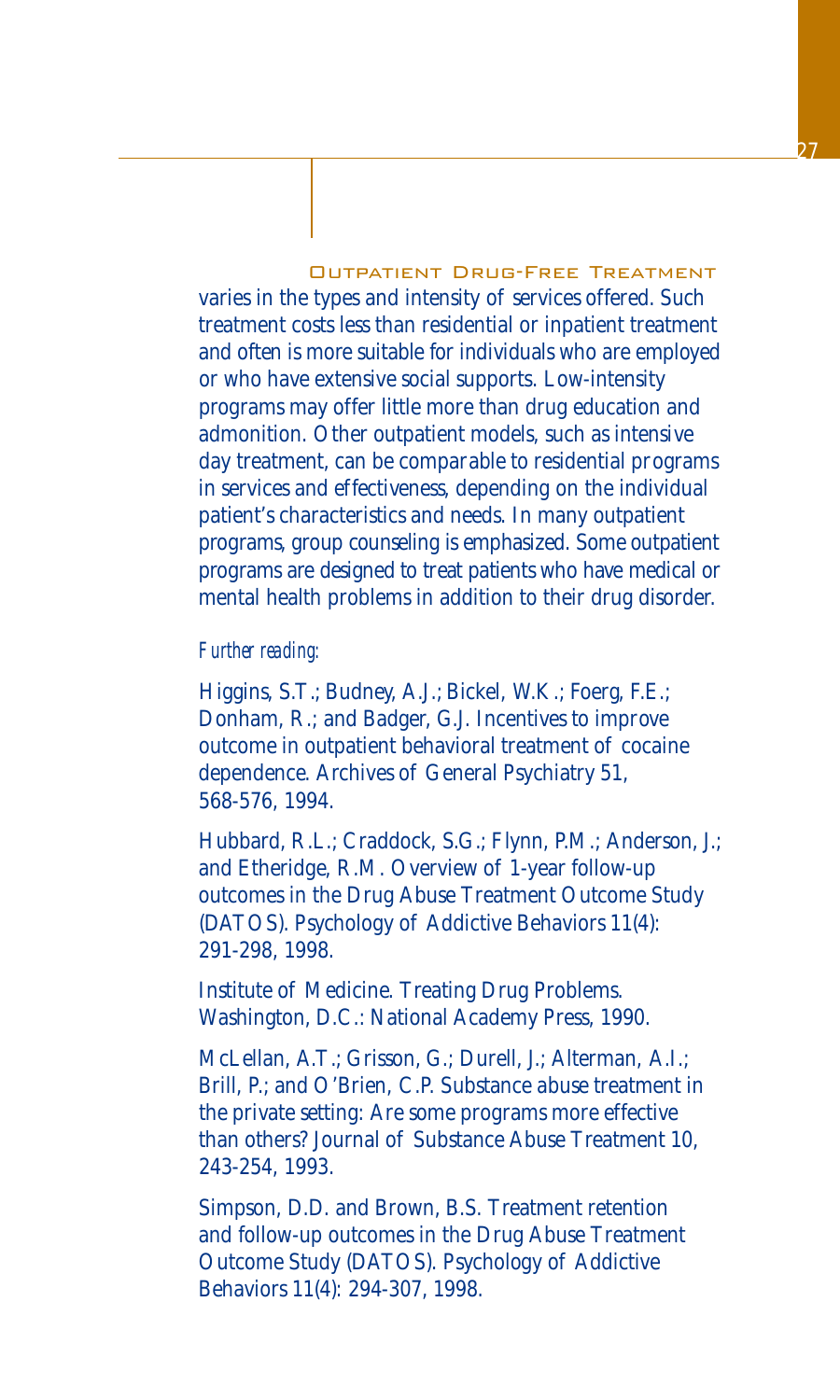### Outpatient Drug-Free Treatment

varies in the types and intensity of services offered. Such treatment costs less than residential or inpatient treatment and often is more suitable for individuals who are employed or who have extensive social supports. Low-intensity programs may offer little more than drug education and admonition. Other outpatient models, such as intensive day treatment, can be comparable to residential programs in services and effectiveness, depending on the individual patient's characteristics and needs. In many outpatient programs, group counseling is emphasized. Some outpatient programs are designed to treat patients who have medical or mental health problems in addition to their drug disorder.

*Further reading:*

Higgins, S.T.; Budney, A.J.; Bickel, W.K.; Foerg, F.E.; Donham, R.; and Badger, G.J. Incentives to improve outcome in outpatient behavioral treatment of cocaine dependence. Archives of General Psychiatry 51, 568-576, 1994.

Hubbard, R.L.; Craddock, S.G.; Flynn, P.M.; Anderson, J.; and Etheridge, R.M. Overview of 1-year follow-up outcomes in the Drug Abuse Treatment Outcome Study (DATOS). Psychology of Addictive Behaviors 11(4): 291-298, 1998.

Institute of Medicine. Treating Drug Problems. Washington, D.C.: National Academy Press, 1990.

McLellan, A.T.; Grisson, G.; Durell, J.; Alterman, A.I.; Brill, P.; and O'Brien, C.P. Substance abuse treatment in the private setting: Are some programs more effective than others? Journal of Substance Abuse Treatment 10, 243-254, 1993.

Simpson, D.D. and Brown, B.S. Treatment retention and follow-up outcomes in the Drug Abuse Treatment Outcome Study (DATOS). Psychology of Addictive Behaviors 11(4): 294-307, 1998.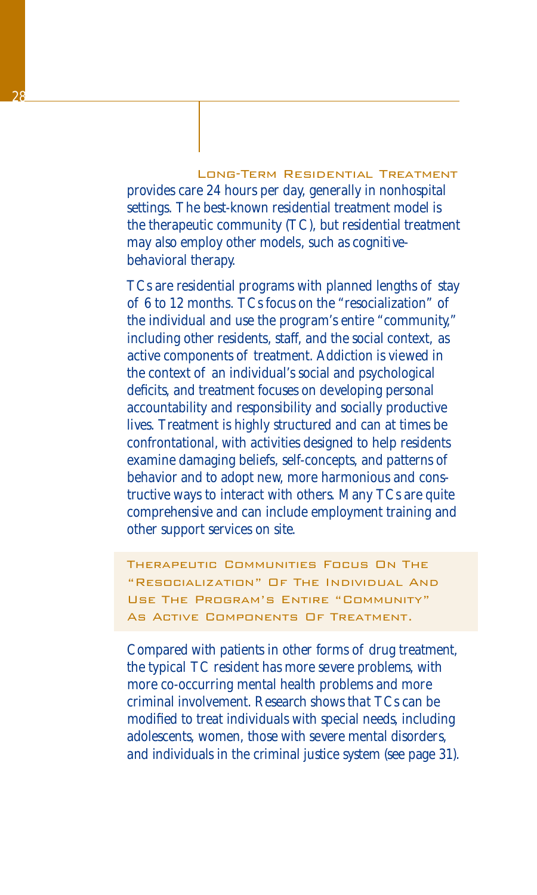**Long-Term Residential Treatment** provides care 24 hours per day, generally in nonhospital settings. The best-known residential treatment model is the therapeutic community (TC), but residential treatment may also employ other models, such as cognitive-behavioral therapy.

TCs are residential programs with planned lengths of stay of 6 to 12 months. TCs focus on the "resocialization" of the individual and use the program's entire "community," including other residents, staff, and the social context, as active components of treatment. Addiction is viewed in the context of an individual's social and psychological deficits, and treatment focuses on developing personal accountability and responsibility and socially productive lives. Treatment is highly structured and can at times be confrontational, with activities designed to help residents examine damaging beliefs, self-concepts, and patterns of behavior and to adopt new, more harmonious and constructive ways to interact with others. Many TCs are quite comprehensive and can include employment training and other support services on site.

> Therapeutic Communities Focus On The "Resocialization" Of The Individual And Use The Program's Entire "Community" As Active Components Of Treatment.

Compared with patients in other forms of drug treatment, the typical TC resident has more severe problems, with more co-occurring mental health problems and more criminal involvement. Research shows that TCs can be modified to treat individuals with special needs, including adolescents, women, those with severe mental disorders, and individuals in the criminal justice system (see page 31).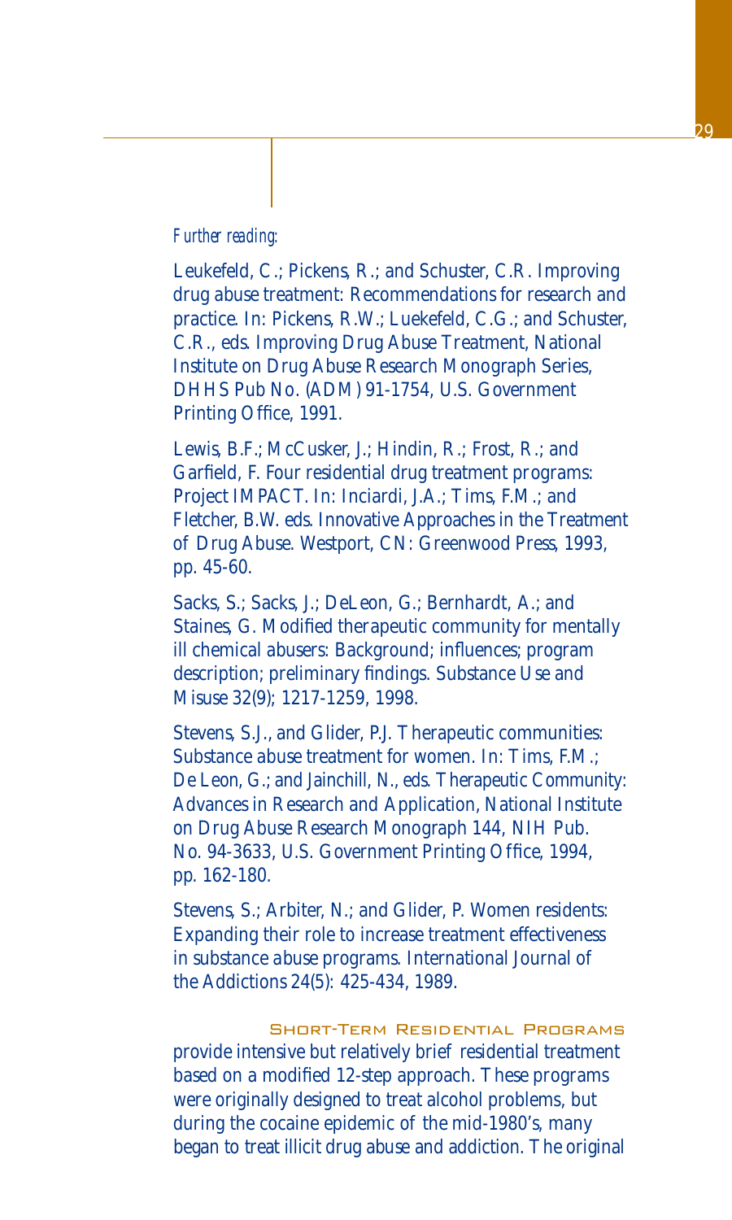*Further reading:*

Leukefeld, C.; Pickens, R.; and Schuster, C.R. Improving drug abuse treatment: Recommendations for research and practice. In: Pickens, R.W.; Luekefeld, C.G.; and Schuster, C.R., eds. Improving Drug Abuse Treatment, National Institute on Drug Abuse Research Monograph Series, DHHS Pub No. (ADM) 91-1754, U.S. Government Printing Office, 1991.

Lewis, B.F.; McCusker, J.; Hindin, R.; Frost, R.; and Garfield, F. Four residential drug treatment programs: Project IMPACT. In: Inciardi, J.A.; Tims, F.M.; and Fletcher, B.W. eds. Innovative Approaches in the Treatment of Drug Abuse. Westport, CN: Greenwood Press, 1993, pp. 45-60.

Sacks, S.; Sacks, J.; DeLeon, G.; Bernhardt, A.; and Staines, G. Modified therapeutic community for mentally ill chemical abusers: Background; influences; program description; preliminary findings. Substance Use and Misuse 32(9); 1217-1259, 1998.

Stevens, S.J., and Glider, P.J. Therapeutic communities: Substance abuse treatment for women. In: Tims, F.M.; De Leon, G.; and Jainchill, N., eds. Therapeutic Community: Advances in Research and Application, National Institute on Drug Abuse Research Monograph 144, NIH Pub. No. 94-3633, U.S. Government Printing Office, 1994, pp. 162-180.

Stevens, S.; Arbiter, N.; and Glider, P. Women residents: Expanding their role to increase treatment effectiveness in substance abuse programs. International Journal of the Addictions 24(5): 425-434, 1989.

### Short-Term Residential Programs

provide intensive but relatively brief residential treatment based on a modified 12-step approach. These programs were originally designed to treat alcohol problems, but during the cocaine epidemic of the mid-1980's, many began to treat illicit drug abuse and addiction. The original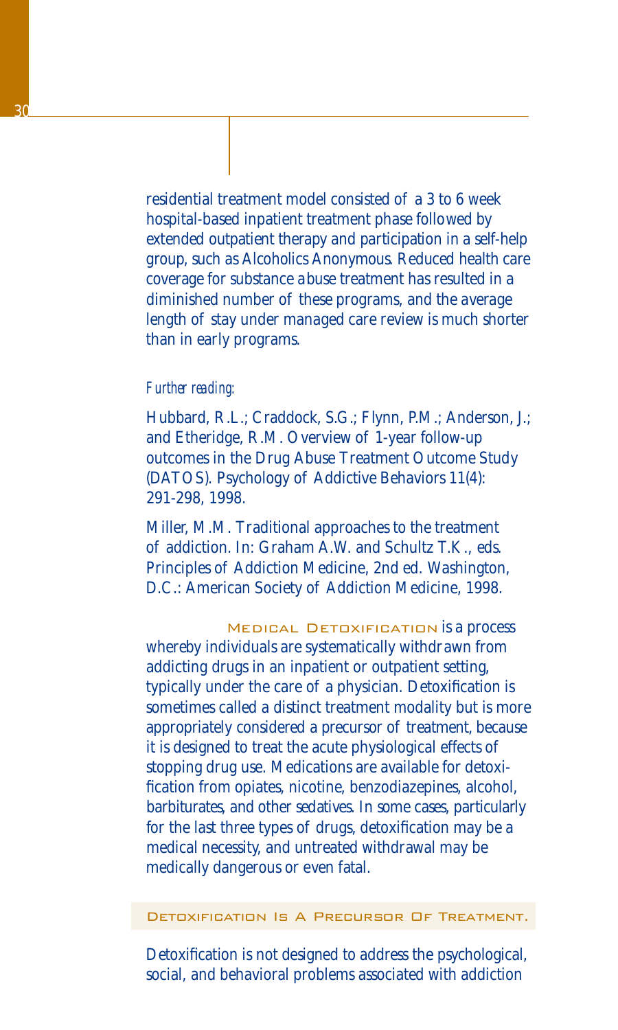residential treatment model consisted of a 3 to 6 week hospital-based inpatient treatment phase followed by extended outpatient therapy and participation in a self-help group, such as Alcoholics Anonymous. Reduced health care coverage for substance abuse treatment has resulted in a diminished number of these programs, and the average length of stay under managed care review is much shorter than in early programs.

*Further reading:*

Hubbard, R.L.; Craddock, S.G.; Flynn, P.M.; Anderson, J.; and Etheridge, R.M. Overview of 1-year follow-up outcomes in the Drug Abuse Treatment Outcome Study (DATOS). Psychology of Addictive Behaviors 11(4): 291-298, 1998.

Miller, M.M. Traditional approaches to the treatment of addiction. In: Graham A.W. and Schultz T.K., eds. Principles of Addiction Medicine, 2nd ed. Washington, D.C.: American Society of Addiction Medicine, 1998.

**Medical Detoxification** is a process whereby individuals are systematically withdrawn from addicting drugs in an inpatient or outpatient setting, typically under the care of a physician. Detoxification is sometimes called a distinct treatment modality but is more appropriately considered a precursor of treatment, because it is designed to treat the acute physiological effects of stopping drug use. Medications are available for detoxification from opiates, nicotine, benzodiazepines, alcohol, barbiturates, and other sedatives. In some cases, particularly for the last three types of drugs, detoxification may be a medical necessity, and untreated withdrawal may be medically dangerous or even fatal.

**Detoxification Is A Precursor Of Treatment.**

Detoxification is not designed to address the psychological, social, and behavioral problems associated with addiction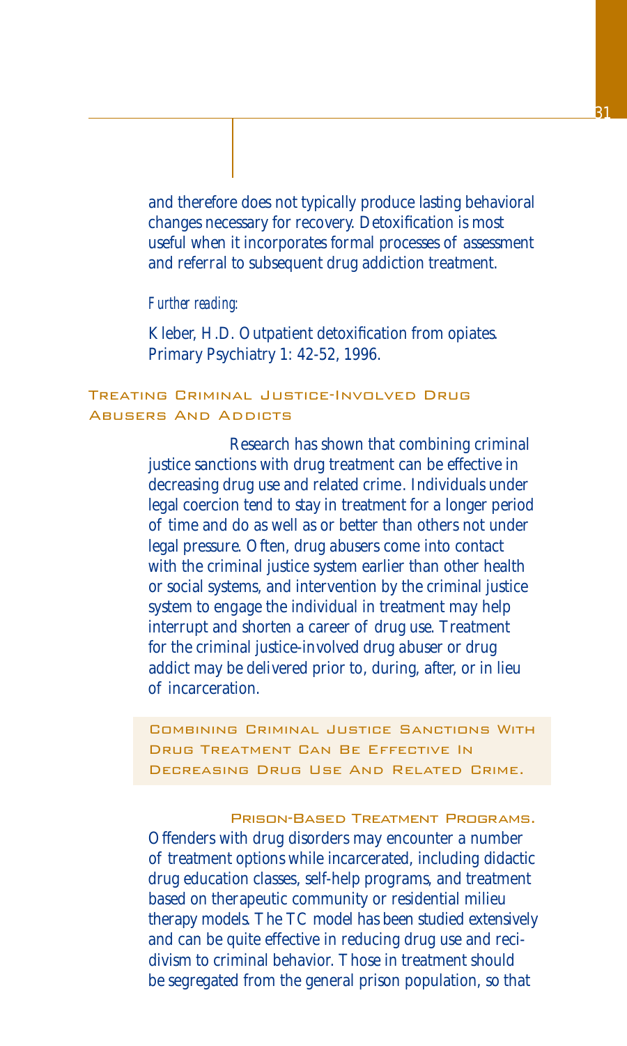and therefore does not typically produce lasting behavioral changes necessary for recovery. Detoxification is most useful when it incorporates formal processes of assessment and referral to subsequent drug addiction treatment.

*Further reading:*

Kleber, H.D. Outpatient detoxification from opiates. Primary Psychiatry 1: 42-52, 1996.

## Treating Criminal Justice-Involved Drug Abusers And Addicts

Research has shown that combining criminal justice sanctions with drug treatment can be effective in decreasing drug use and related crime. Individuals under legal coercion tend to stay in treatment for a longer period of time and do as well as or better than others not under legal pressure. Often, drug abusers come into contact with the criminal justice system earlier than other health or social systems, and intervention by the criminal justice system to engage the individual in treatment may help interrupt and shorten a career of drug use. Treatment for the criminal justice-involved drug abuser or drug addict may be delivered prior to, during, after, or in lieu of incarceration.

> Combining Criminal Justice Sanctions With Drug Treatment Can Be Effective In Decreasing Drug Use And Related Crime.

**Prison-Based Treatment Programs.** Offenders with drug disorders may encounter a number of treatment options while incarcerated, including didactic drug education classes, self-help programs, and treatment based on therapeutic community or residential milieu therapy models. The TC model has been studied extensively and can be quite effective in reducing drug use and recidivism to criminal behavior. Those in treatment should be segregated from the general prison population, so that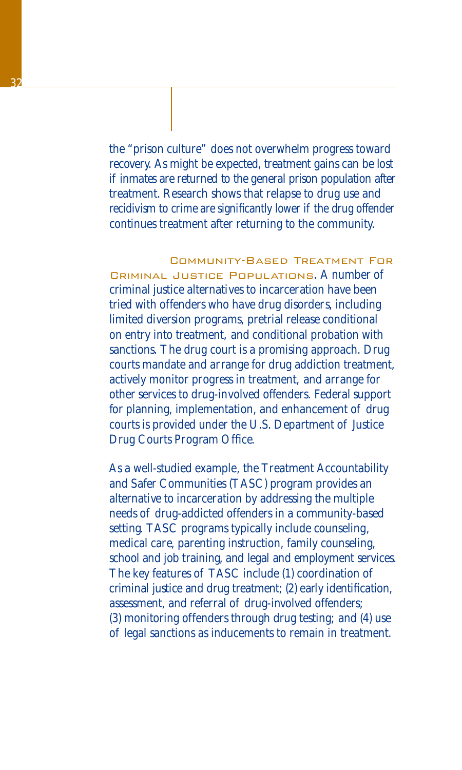the "prison culture" does not overwhelm progress toward recovery. As might be expected, treatment gains can be lost if inmates are returned to the general prison population after treatment. Research shows that relapse to drug use and recidivism to crime are significantly lower if the drug offender continues treatment after returning to the community.

**Community-Based Treatment For Criminal Justice Populations**. A number of criminal justice alternatives to incarceration have been tried with offenders who have drug disorders, including limited diversion programs, pretrial release conditional on entry into treatment, and conditional probation with sanctions. The drug court is a promising approach. Drug courts mandate and arrange for drug addiction treatment, actively monitor progress in treatment, and arrange for other services to drug-involved offenders. Federal support for planning, implementation, and enhancement of drug courts is provided under the U.S. Department of Justice Drug Courts Program Office.

As a well-studied example, the Treatment Accountability and Safer Communities (TASC) program provides an alternative to incarceration by addressing the multiple needs of drug-addicted offenders in a community-based setting. TASC programs typically include counseling, medical care, parenting instruction, family counseling, school and job training, and legal and employment services. The key features of TASC include (1) coordination of criminal justice and drug treatment; (2) early identification, assessment, and referral of drug-involved offenders; (3) monitoring offenders through drug testing; and (4) use of legal sanctions as inducements to remain in treatment.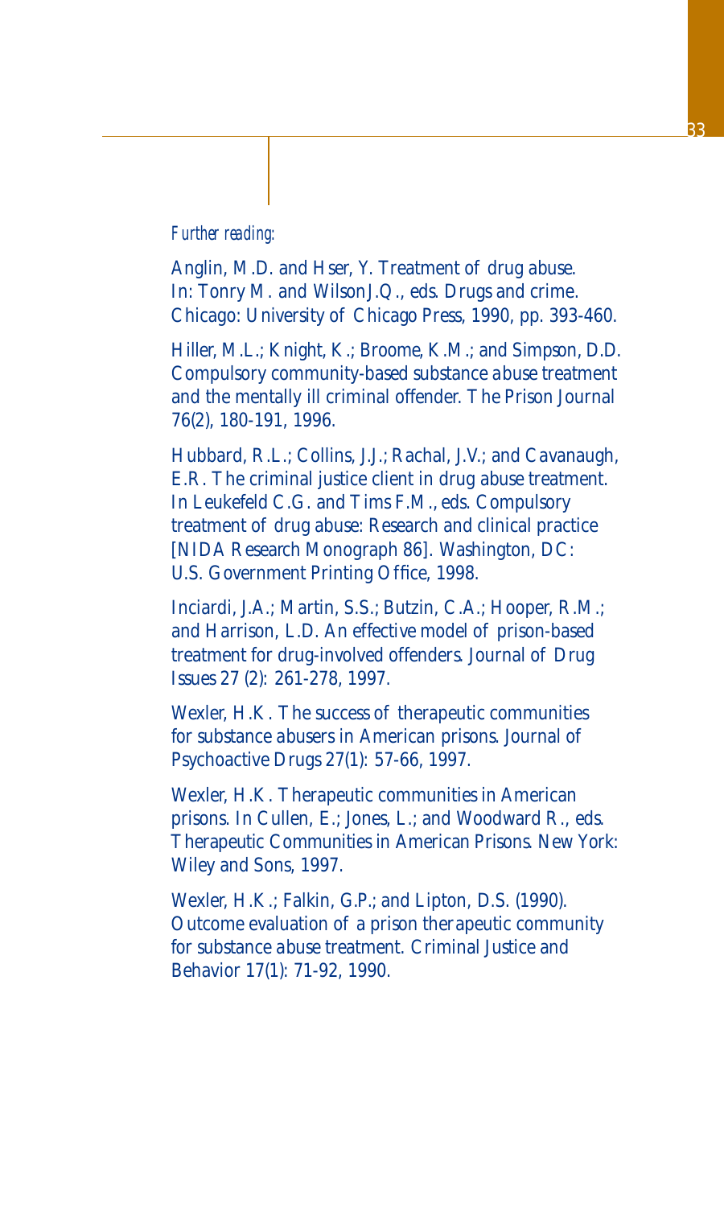*Further reading:*

Anglin, M.D. and Hser, Y. Treatment of drug abuse. In: Tonry M. and Wilson J.Q., eds. Drugs and crime. Chicago: University of Chicago Press, 1990, pp. 393-460.

Hiller, M.L.; Knight, K.; Broome, K.M.; and Simpson, D.D. Compulsory community-based substance abuse treatment and the mentally ill criminal offender. The Prison Journal 76(2), 180-191, 1996.

Hubbard, R.L.; Collins, J.J.; Rachal, J.V.; and Cavanaugh, E.R. The criminal justice client in drug abuse treatment. In Leukefeld C.G. and Tims F.M., eds. Compulsory treatment of drug abuse: Research and clinical practice [NIDA Research Monograph 86]. Washington, DC: U.S. Government Printing Office, 1998.

Inciardi, J.A.; Martin, S.S.; Butzin, C.A.; Hooper, R.M.; and Harrison, L.D. An effective model of prison-based treatment for drug-involved offenders. Journal of Drug Issues 27 (2): 261-278, 1997.

Wexler, H.K. The success of therapeutic communities for substance abusers in American prisons. Journal of Psychoactive Drugs 27(1): 57-66, 1997.

Wexler, H.K. Therapeutic communities in American prisons. In Cullen, E.; Jones, L.; and Woodward R., eds. Therapeutic Communities in American Prisons. New York: Wiley and Sons, 1997.

Wexler, H.K.; Falkin, G.P.; and Lipton, D.S. (1990). Outcome evaluation of a prison therapeutic community for substance abuse treatment. Criminal Justice and Behavior 17(1): 71-92, 1990.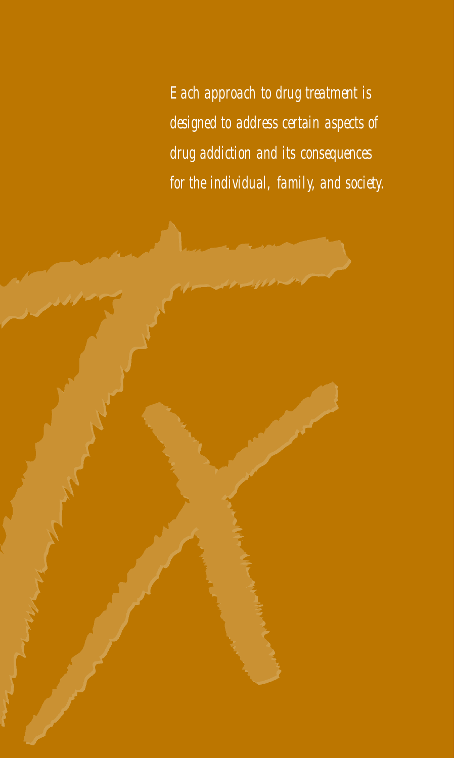*Each approach to drug treatment is designed to address certain aspects of drug addiction and its consequences for the individual, family, and society.*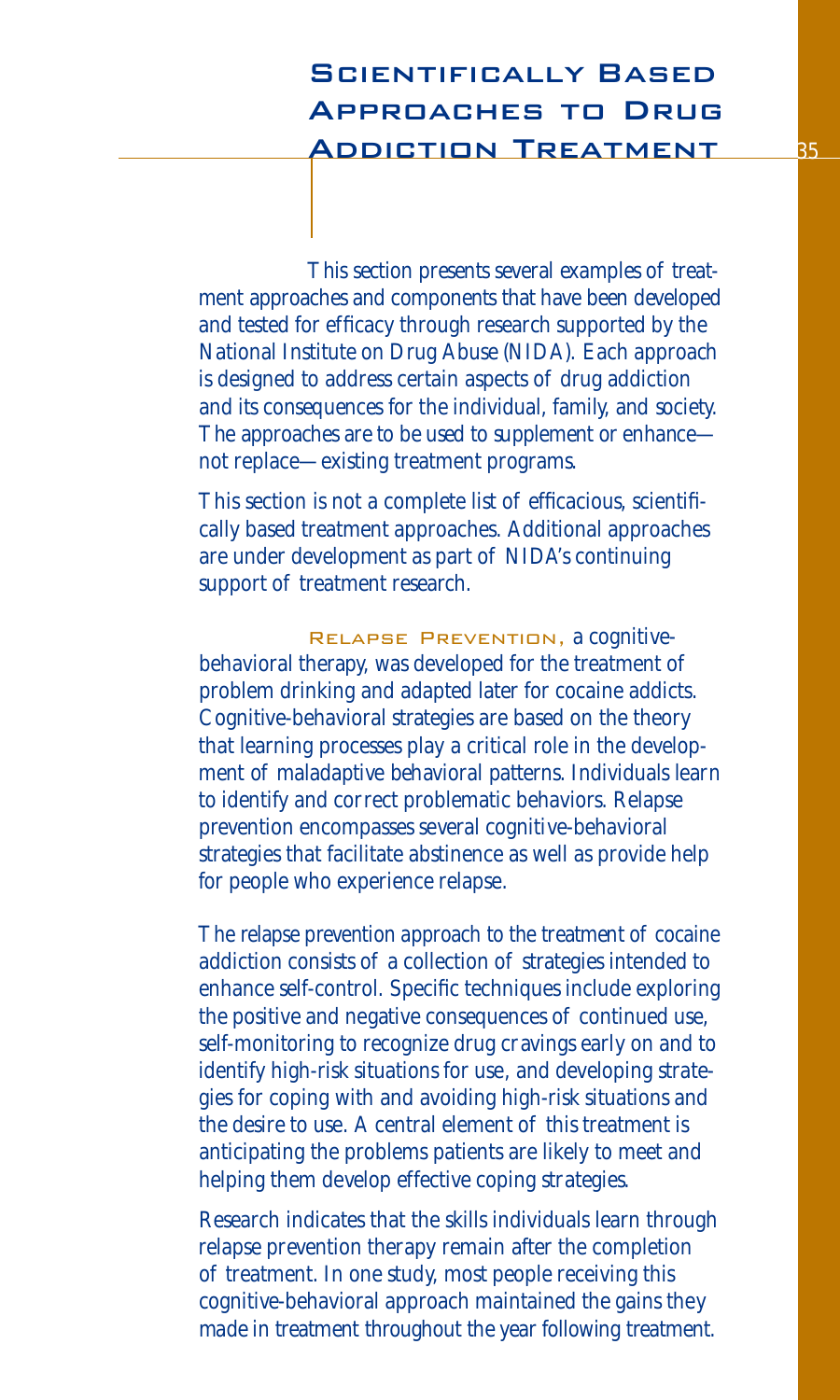# Scientifically Based Approaches to Drug Addiction Treatment

This section presents several examples of treatment approaches and components that have been developed and tested for efficacy through research supported by the National Institute on Drug Abuse (NIDA). Each approach is designed to address certain aspects of drug addiction and its consequences for the individual, family, and society. The approaches are to be used to supplement or enhance—not replace—existing treatment programs.

This section is not a complete list of efficacious, scientifically based treatment approaches. Additional approaches are under development as part of NIDA's continuing support of treatment research.

**Relapse Prevention,** a cognitive-behavioral therapy, was developed for the treatment of problem drinking and adapted later for cocaine addicts. Cognitive-behavioral strategies are based on the theory that learning processes play a critical role in the development of maladaptive behavioral patterns. Individuals learn to identify and correct problematic behaviors. Relapse prevention encompasses several cognitive-behavioral strategies that facilitate abstinence as well as provide help for people who experience relapse.

The relapse prevention approach to the treatment of cocaine addiction consists of a collection of strategies intended to enhance self-control. Specific techniques include exploring the positive and negative consequences of continued use, self-monitoring to recognize drug cravings early on and to identify high-risk situations for use, and developing strategies for coping with and avoiding high-risk situations and the desire to use. A central element of this treatment is anticipating the problems patients are likely to meet and helping them develop effective coping strategies.

Research indicates that the skills individuals learn through relapse prevention therapy remain after the completion of treatment. In one study, most people receiving this cognitive-behavioral approach maintained the gains they made in treatment throughout the year following treatment.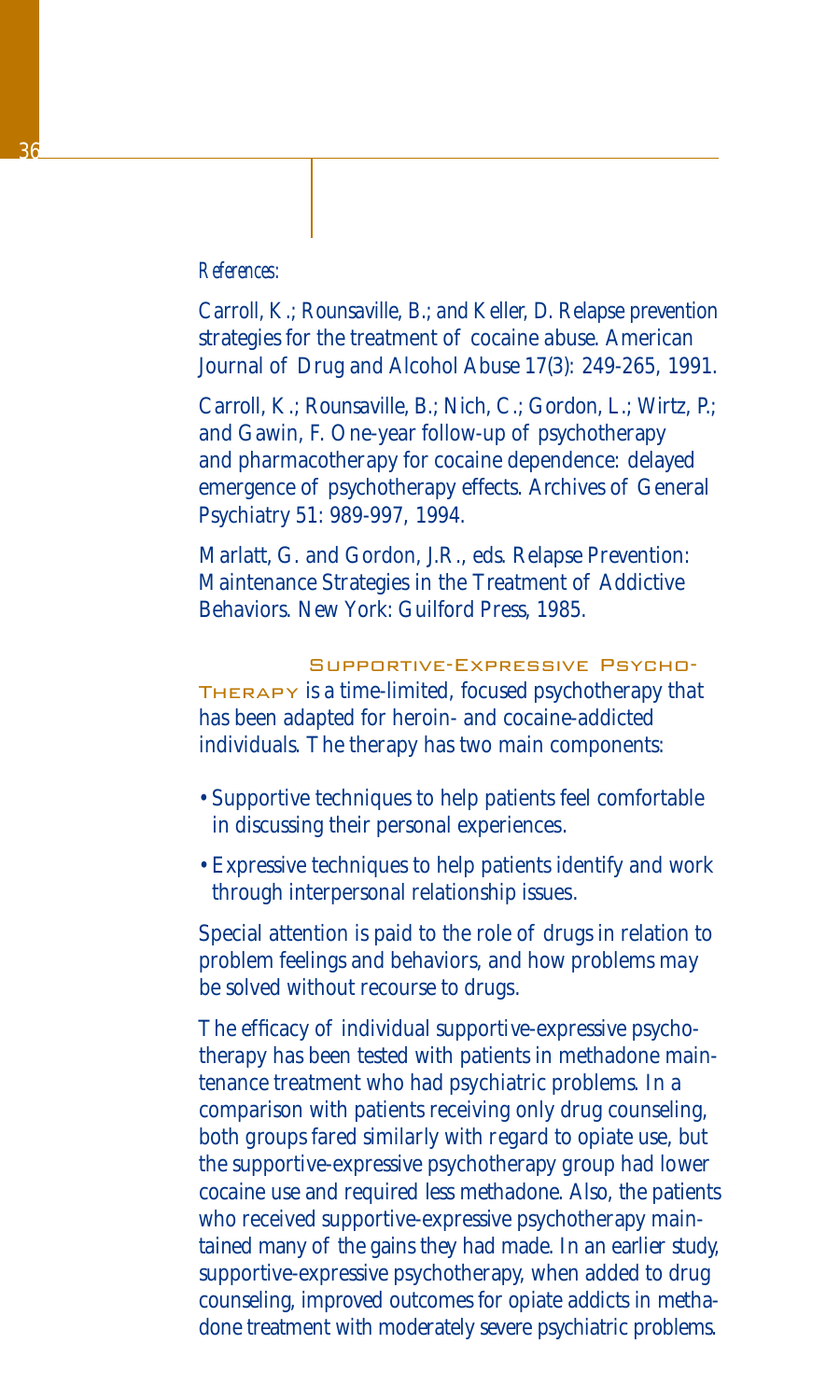*References:*

Carroll, K.; Rounsaville, B.; and Keller, D. Relapse prevention strategies for the treatment of cocaine abuse. American Journal of Drug and Alcohol Abuse 17(3): 249-265, 1991.

Carroll, K.; Rounsaville, B.; Nich, C.; Gordon, L.; Wirtz, P.; and Gawin, F. One-year follow-up of psychotherapy and pharmacotherapy for cocaine dependence: delayed emergence of psychotherapy effects. Archives of General Psychiatry 51: 989-997, 1994.

Marlatt, G. and Gordon, J.R., eds. Relapse Prevention: Maintenance Strategies in the Treatment of Addictive Behaviors. New York: Guilford Press, 1985.

**Supportive-Expressive Psychotherapy** is a time-limited, focused psychotherapy that has been adapted for heroin- and cocaine-addicted individuals. The therapy has two main components:

- Supportive techniques to help patients feel comfortable in discussing their personal experiences.
- Expressive techniques to help patients identify and work through interpersonal relationship issues.

Special attention is paid to the role of drugs in relation to problem feelings and behaviors, and how problems may be solved without recourse to drugs.

The efficacy of individual supportive-expressive psychotherapy has been tested with patients in methadone maintenance treatment who had psychiatric problems. In a comparison with patients receiving only drug counseling, both groups fared similarly with regard to opiate use, but the supportive-expressive psychotherapy group had lower cocaine use and required less methadone. Also, the patients who received supportive-expressive psychotherapy maintained many of the gains they had made. In an earlier study, supportive-expressive psychotherapy, when added to drug counseling, improved outcomes for opiate addicts in methadone treatment with moderately severe psychiatric problems.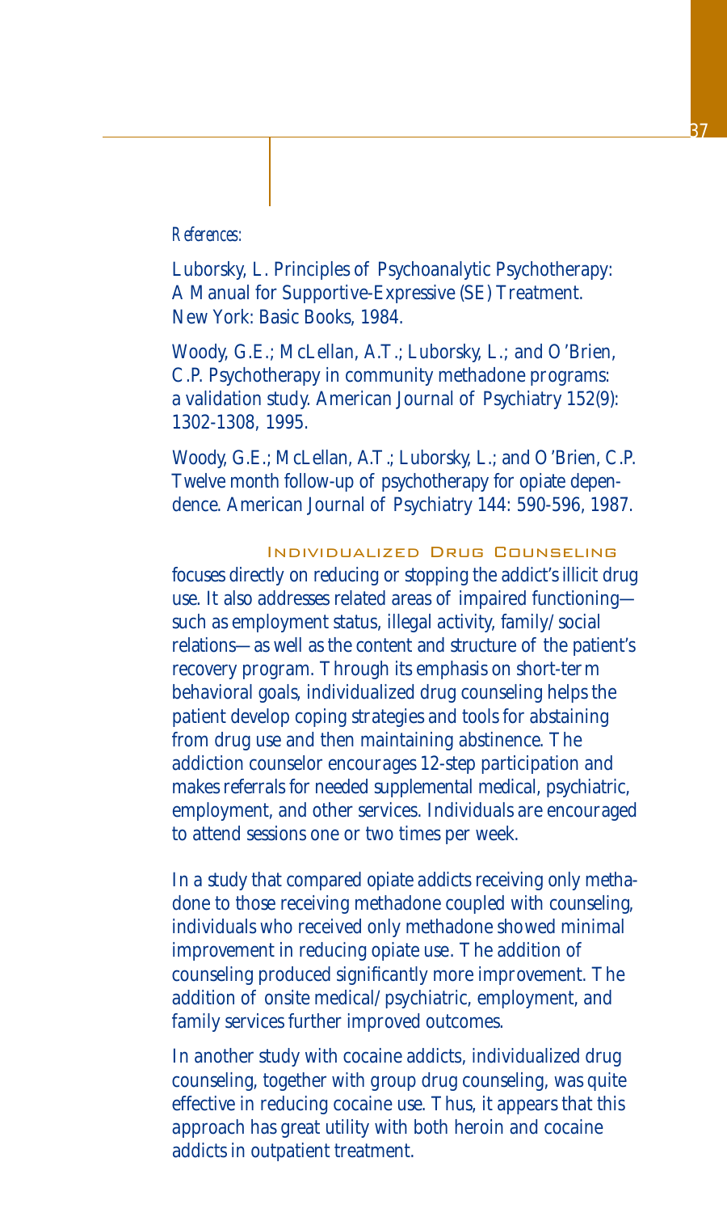*References:*

Luborsky, L. Principles of Psychoanalytic Psychotherapy: A Manual for Supportive-Expressive (SE) Treatment. New York: Basic Books, 1984.

Woody, G.E.; McLellan, A.T.; Luborsky, L.; and O'Brien, C.P. Psychotherapy in community methadone programs: a validation study. American Journal of Psychiatry 152(9): 1302-1308, 1995.

Woody, G.E.; McLellan, A.T.; Luborsky, L.; and O'Brien, C.P. Twelve month follow-up of psychotherapy for opiate dependence. American Journal of Psychiatry 144: 590-596, 1987.

## Individualized Drug Counseling

focuses directly on reducing or stopping the addict's illicit drug use. It also addresses related areas of impaired functioning—such as employment status, illegal activity, family/social relations—as well as the content and structure of the patient's recovery program. Through its emphasis on short-term behavioral goals, individualized drug counseling helps the patient develop coping strategies and tools for abstaining from drug use and then maintaining abstinence. The addiction counselor encourages 12-step participation and makes referrals for needed supplemental medical, psychiatric, employment, and other services. Individuals are encouraged to attend sessions one or two times per week.

In a study that compared opiate addicts receiving only methadone to those receiving methadone coupled with counseling, individuals who received only methadone showed minimal improvement in reducing opiate use. The addition of counseling produced significantly more improvement. The addition of onsite medical/psychiatric, employment, and family services further improved outcomes.

In another study with cocaine addicts, individualized drug counseling, together with group drug counseling, was quite effective in reducing cocaine use. Thus, it appears that this approach has great utility with both heroin and cocaine addicts in outpatient treatment.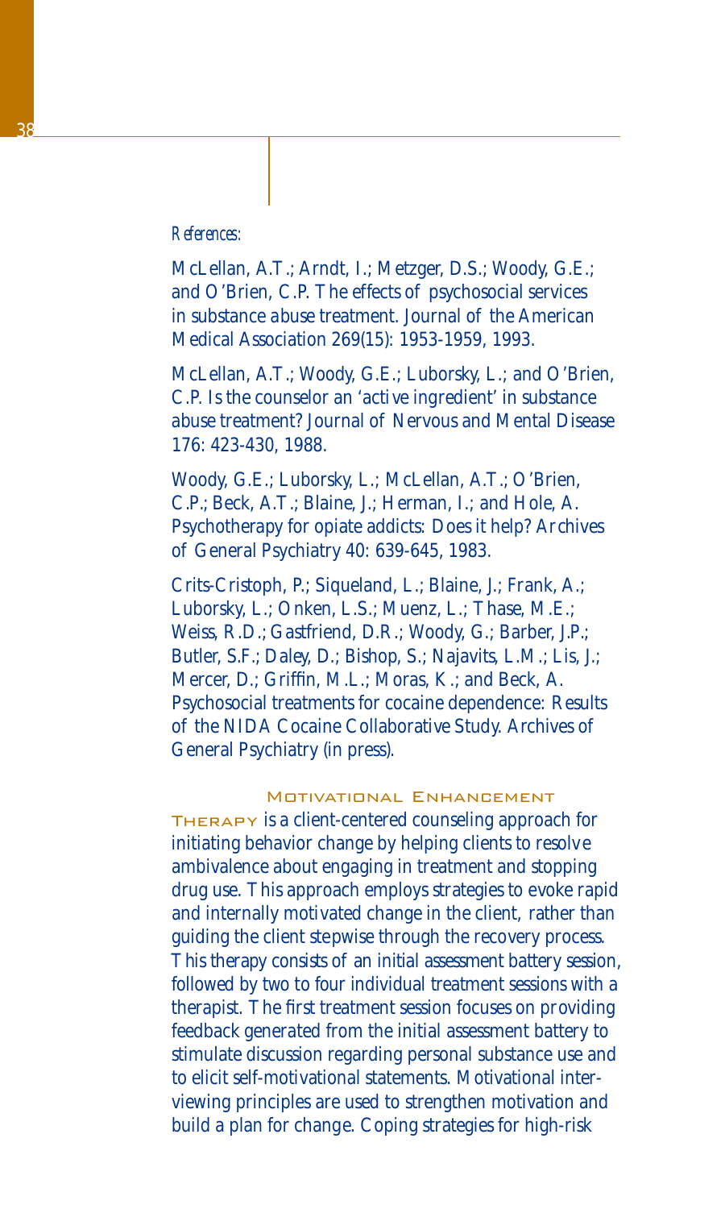*References:*

McLellan, A.T.; Arndt, I.; Metzger, D.S.; Woody, G.E.; and O'Brien, C.P. The effects of psychosocial services in substance abuse treatment. Journal of the American Medical Association 269(15): 1953-1959, 1993.

McLellan, A.T.; Woody, G.E.; Luborsky, L.; and O'Brien, C.P. Is the counselor an 'active ingredient' in substance abuse treatment? Journal of Nervous and Mental Disease 176: 423-430, 1988.

Woody, G.E.; Luborsky, L.; McLellan, A.T.; O'Brien, C.P.; Beck, A.T.; Blaine, J.; Herman, I.; and Hole, A. Psychotherapy for opiate addicts: Does it help? Archives of General Psychiatry 40: 639-645, 1983.

Crits-Cristoph, P.; Siqueland, L.; Blaine, J.; Frank, A.; Luborsky, L.; Onken, L.S.; Muenz, L.; Thase, M.E.; Weiss, R.D.; Gastfriend, D.R.; Woody, G.; Barber, J.P.; Butler, S.F.; Daley, D.; Bishop, S.; Najavits, L.M.; Lis, J.; Mercer, D.; Griffin, M.L.; Moras, K.; and Beck, A. Psychosocial treatments for cocaine dependence: Results of the NIDA Cocaine Collaborative Study. Archives of General Psychiatry (in press).

**Motivational Enhancement Therapy** is a client-centered counseling approach for initiating behavior change by helping clients to resolve ambivalence about engaging in treatment and stopping drug use. This approach employs strategies to evoke rapid and internally motivated change in the client, rather than guiding the client stepwise through the recovery process. This therapy consists of an initial assessment battery session, followed by two to four individual treatment sessions with a therapist. The first treatment session focuses on providing feedback generated from the initial assessment battery to stimulate discussion regarding personal substance use and to elicit self-motivational statements. Motivational interviewing principles are used to strengthen motivation and build a plan for change. Coping strategies for high-risk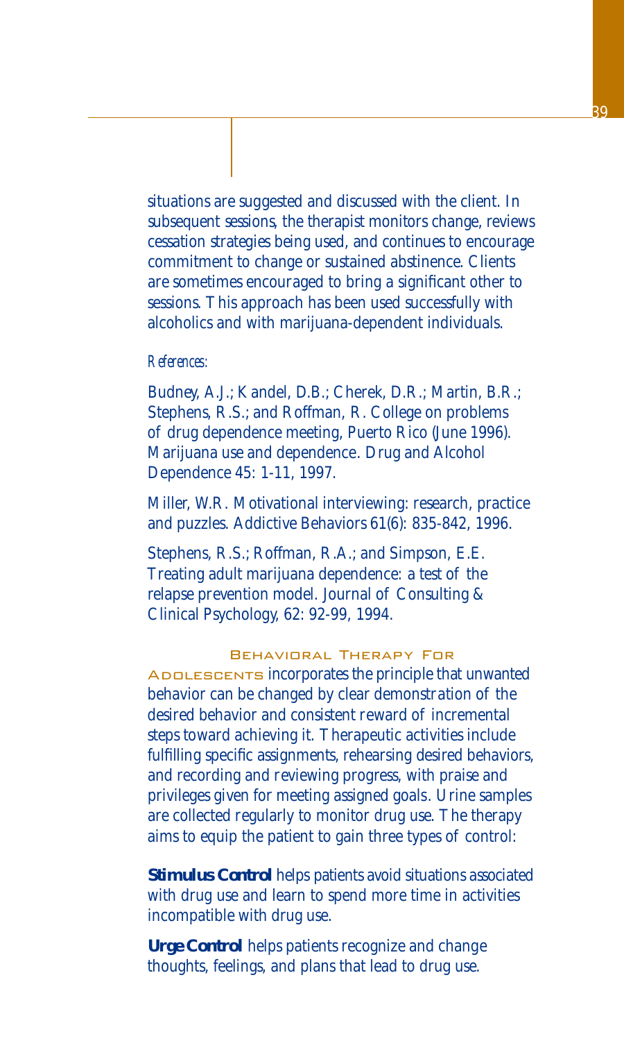situations are suggested and discussed with the client. In subsequent sessions, the therapist monitors change, reviews cessation strategies being used, and continues to encourage commitment to change or sustained abstinence. Clients are sometimes encouraged to bring a significant other to sessions. This approach has been used successfully with alcoholics and with marijuana-dependent individuals.

*References:*

Budney, A.J.; Kandel, D.B.; Cherek, D.R.; Martin, B.R.; Stephens, R.S.; and Roffman, R. College on problems of drug dependence meeting, Puerto Rico (June 1996). Marijuana use and dependence. Drug and Alcohol Dependence 45: 1-11, 1997.

Miller, W.R. Motivational interviewing: research, practice and puzzles. Addictive Behaviors 61(6): 835-842, 1996.

Stephens, R.S.; Roffman, R.A.; and Simpson, E.E. Treating adult marijuana dependence: a test of the relapse prevention model. Journal of Consulting & Clinical Psychology, 62: 92-99, 1994.

BEHAVIORAL THERAPY FOR ADOLESCENTS incorporates the principle that unwanted behavior can be changed by clear demonstration of the desired behavior and consistent reward of incremental steps toward achieving it. Therapeutic activities include fulfilling specific assignments, rehearsing desired behaviors, and recording and reviewing progress, with praise and privileges given for meeting assigned goals. Urine samples are collected regularly to monitor drug use. The therapy aims to equip the patient to gain three types of control:

**Stimulus Control** helps patients avoid situations associated with drug use and learn to spend more time in activities incompatible with drug use.

**Urge Control** helps patients recognize and change thoughts, feelings, and plans that lead to drug use.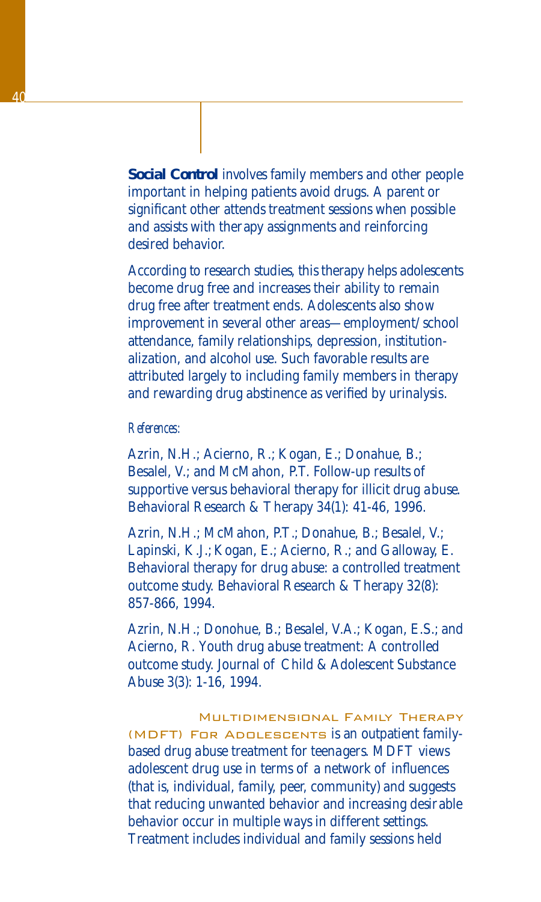**Social Control** involves family members and other people important in helping patients avoid drugs. A parent or significant other attends treatment sessions when possible and assists with therapy assignments and reinforcing desired behavior.

According to research studies, this therapy helps adolescents become drug free and increases their ability to remain drug free after treatment ends. Adolescents also show improvement in several other areas—employment/school attendance, family relationships, depression, institutionalization, and alcohol use. Such favorable results are attributed largely to including family members in therapy and rewarding drug abstinence as verified by urinalysis.

*References:*

Azrin, N.H.; Acierno, R.; Kogan, E.; Donahue, B.; Besalel, V.; and McMahon, P.T. Follow-up results of supportive versus behavioral therapy for illicit drug abuse. Behavioral Research & Therapy 34(1): 41-46, 1996.

Azrin, N.H.; McMahon, P.T.; Donahue, B.; Besalel, V.; Lapinski, K.J.; Kogan, E.; Acierno, R.; and Galloway, E. Behavioral therapy for drug abuse: a controlled treatment outcome study. Behavioral Research & Therapy 32(8): 857-866, 1994.

Azrin, N.H.; Donohue, B.; Besalel, V.A.; Kogan, E.S.; and Acierno, R. Youth drug abuse treatment: A controlled outcome study. Journal of Child & Adolescent Substance Abuse 3(3): 1-16, 1994.

**Multidimensional Family Therapy (MDFT) for Adolescents** is an outpatient family-based drug abuse treatment for teenagers. MDFT views adolescent drug use in terms of a network of influences (that is, individual, family, peer, community) and suggests that reducing unwanted behavior and increasing desirable behavior occur in multiple ways in different settings. Treatment includes individual and family sessions held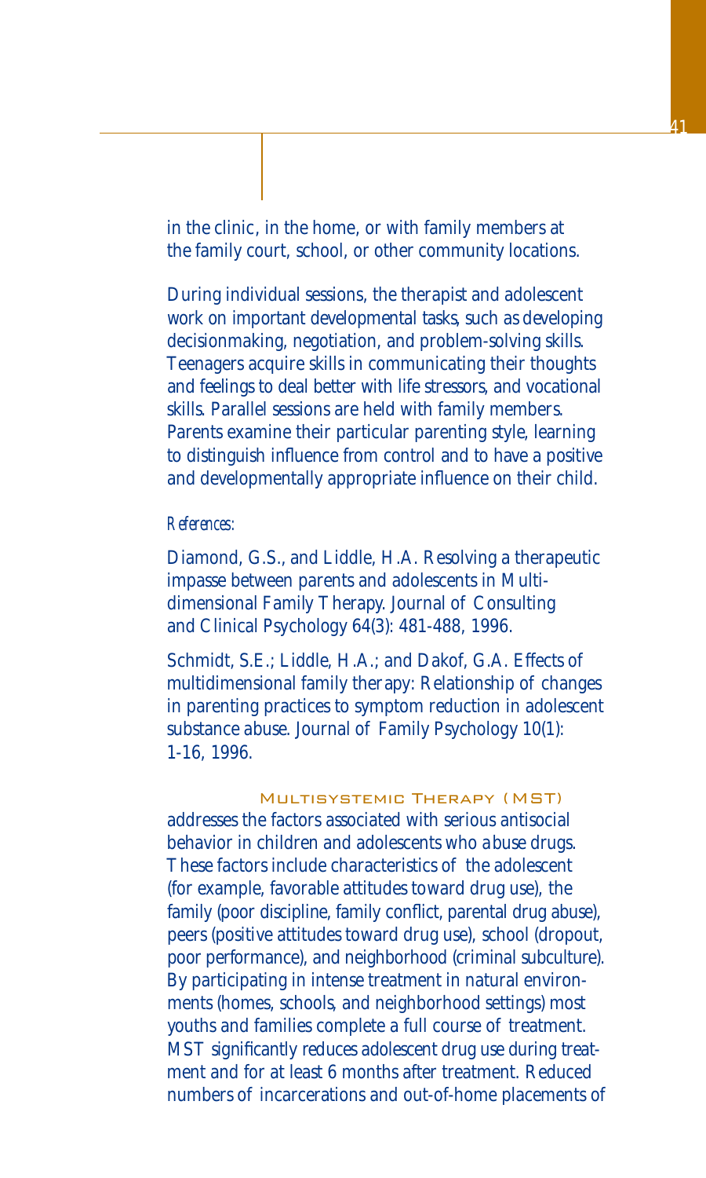in the clinic, in the home, or with family members at the family court, school, or other community locations.

During individual sessions, the therapist and adolescent work on important developmental tasks, such as developing decisionmaking, negotiation, and problem-solving skills. Teenagers acquire skills in communicating their thoughts and feelings to deal better with life stressors, and vocational skills. Parallel sessions are held with family members. Parents examine their particular parenting style, learning to distinguish influence from control and to have a positive and developmentally appropriate influence on their child.

*References:*

Diamond, G.S., and Liddle, H.A. Resolving a therapeutic impasse between parents and adolescents in Multidimensional Family Therapy. Journal of Consulting and Clinical Psychology 64(3): 481-488, 1996.

Schmidt, S.E.; Liddle, H.A.; and Dakof, G.A. Effects of multidimensional family therapy: Relationship of changes in parenting practices to symptom reduction in adolescent substance abuse. Journal of Family Psychology 10(1): 1-16, 1996.

**Multisystemic Therapy (MST)** addresses the factors associated with serious antisocial behavior in children and adolescents who abuse drugs. These factors include characteristics of the adolescent (for example, favorable attitudes toward drug use), the family (poor discipline, family conflict, parental drug abuse), peers (positive attitudes toward drug use), school (dropout, poor performance), and neighborhood (criminal subculture). By participating in intense treatment in natural environments (homes, schools, and neighborhood settings) most youths and families complete a full course of treatment. MST significantly reduces adolescent drug use during treatment and for at least 6 months after treatment. Reduced numbers of incarcerations and out-of-home placements of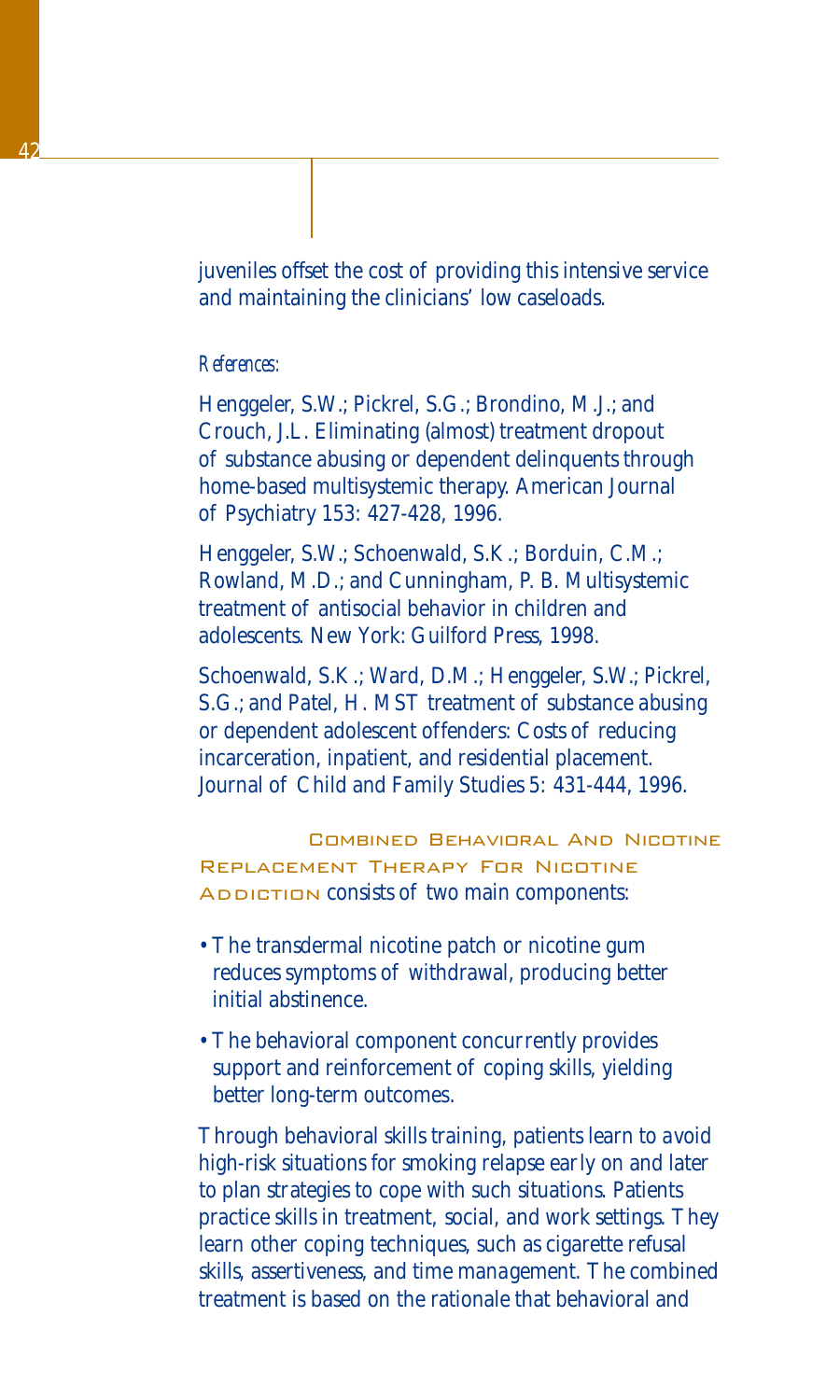juveniles offset the cost of providing this intensive service and maintaining the clinicians' low caseloads.

*References:*

Henggeler, S.W.; Pickrel, S.G.; Brondino, M.J.; and Crouch, J.L. Eliminating (almost) treatment dropout of substance abusing or dependent delinquents through home-based multisystemic therapy. American Journal of Psychiatry 153: 427-428, 1996.

Henggeler, S.W.; Schoenwald, S.K.; Borduin, C.M.; Rowland, M.D.; and Cunningham, P. B. Multisystemic treatment of antisocial behavior in children and adolescents. New York: Guilford Press, 1998.

Schoenwald, S.K.; Ward, D.M.; Henggeler, S.W.; Pickrel, S.G.; and Patel, H. MST treatment of substance abusing or dependent adolescent offenders: Costs of reducing incarceration, inpatient, and residential placement. Journal of Child and Family Studies 5: 431-444, 1996.

**Combined Behavioral And Nicotine Replacement Therapy For Nicotine Addiction** consists of two main components:

- The transdermal nicotine patch or nicotine gum reduces symptoms of withdrawal, producing better initial abstinence.
- The behavioral component concurrently provides support and reinforcement of coping skills, yielding better long-term outcomes.

Through behavioral skills training, patients learn to avoid high-risk situations for smoking relapse early on and later to plan strategies to cope with such situations. Patients practice skills in treatment, social, and work settings. They learn other coping techniques, such as cigarette refusal skills, assertiveness, and time management. The combined treatment is based on the rationale that behavioral and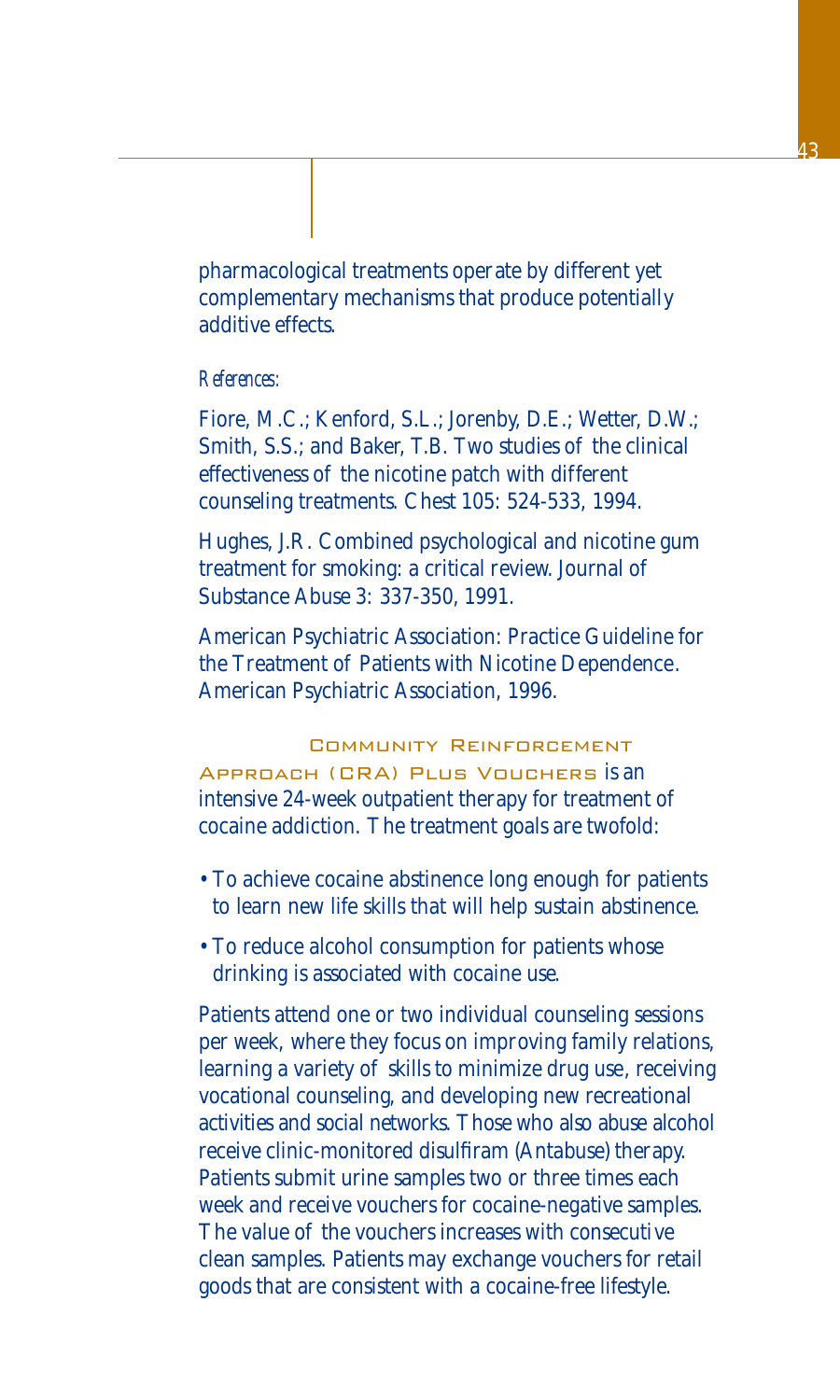pharmacological treatments operate by different yet complementary mechanisms that produce potentially additive effects.

*References:*

Fiore, M.C.; Kenford, S.L.; Jorenby, D.E.; Wetter, D.W.; Smith, S.S.; and Baker, T.B. Two studies of the clinical effectiveness of the nicotine patch with different counseling treatments. Chest 105: 524-533, 1994.

Hughes, J.R. Combined psychological and nicotine gum treatment for smoking: a critical review. Journal of Substance Abuse 3: 337-350, 1991.

American Psychiatric Association: Practice Guideline for the Treatment of Patients with Nicotine Dependence. American Psychiatric Association, 1996.

**Community Reinforcement Approach (CRA) Plus Vouchers** is an intensive 24-week outpatient therapy for treatment of cocaine addiction. The treatment goals are twofold:

- To achieve cocaine abstinence long enough for patients to learn new life skills that will help sustain abstinence.
- To reduce alcohol consumption for patients whose drinking is associated with cocaine use.

Patients attend one or two individual counseling sessions per week, where they focus on improving family relations, learning a variety of skills to minimize drug use, receiving vocational counseling, and developing new recreational activities and social networks. Those who also abuse alcohol receive clinic-monitored disulfiram (Antabuse) therapy. Patients submit urine samples two or three times each week and receive vouchers for cocaine-negative samples. The value of the vouchers increases with consecutive clean samples. Patients may exchange vouchers for retail goods that are consistent with a cocaine-free lifestyle.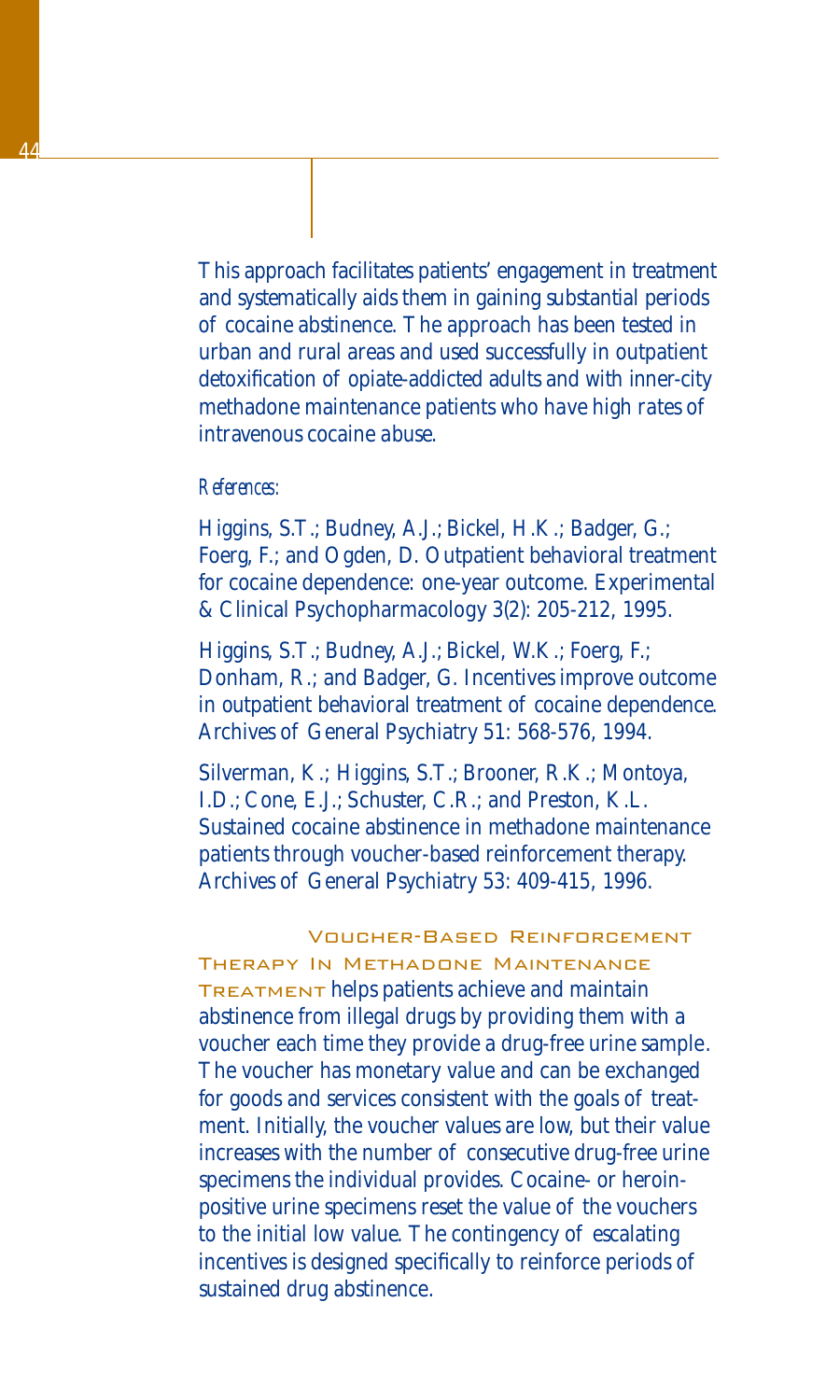This approach facilitates patients' engagement in treatment and systematically aids them in gaining substantial periods of cocaine abstinence. The approach has been tested in urban and rural areas and used successfully in outpatient detoxification of opiate-addicted adults and with inner-city methadone maintenance patients who have high rates of intravenous cocaine abuse.

*References:*

Higgins, S.T.; Budney, A.J.; Bickel, H.K.; Badger, G.; Foerg, F.; and Ogden, D. Outpatient behavioral treatment for cocaine dependence: one-year outcome. Experimental & Clinical Psychopharmacology 3(2): 205-212, 1995.

Higgins, S.T.; Budney, A.J.; Bickel, W.K.; Foerg, F.; Donham, R.; and Badger, G. Incentives improve outcome in outpatient behavioral treatment of cocaine dependence. Archives of General Psychiatry 51: 568-576, 1994.

Silverman, K.; Higgins, S.T.; Brooner, R.K.; Montoya, I.D.; Cone, E.J.; Schuster, C.R.; and Preston, K.L. Sustained cocaine abstinence in methadone maintenance patients through voucher-based reinforcement therapy. Archives of General Psychiatry 53: 409-415, 1996.

**Voucher-Based Reinforcement Therapy In Methadone Maintenance Treatment** helps patients achieve and maintain abstinence from illegal drugs by providing them with a voucher each time they provide a drug-free urine sample. The voucher has monetary value and can be exchanged for goods and services consistent with the goals of treatment. Initially, the voucher values are low, but their value increases with the number of consecutive drug-free urine specimens the individual provides. Cocaine- or heroin-positive urine specimens reset the value of the vouchers to the initial low value. The contingency of escalating incentives is designed specifically to reinforce periods of sustained drug abstinence.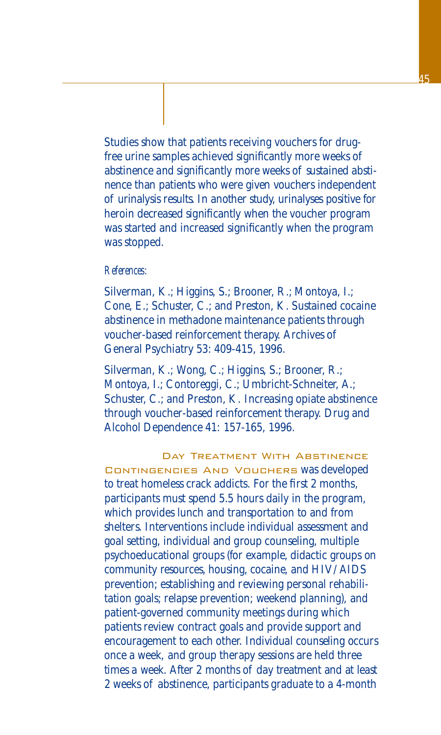Studies show that patients receiving vouchers for drug-free urine samples achieved significantly more weeks of abstinence and significantly more weeks of sustained abstinence than patients who were given vouchers independent of urinalysis results. In another study, urinalyses positive for heroin decreased significantly when the voucher program was started and increased significantly when the program was stopped.

*References:*

Silverman, K.; Higgins, S.; Brooner, R.; Montoya, I.; Cone, E.; Schuster, C.; and Preston, K. Sustained cocaine abstinence in methadone maintenance patients through voucher-based reinforcement therapy. Archives of General Psychiatry 53: 409-415, 1996.

Silverman, K.; Wong, C.; Higgins, S.; Brooner, R.; Montoya, I.; Contoreggi, C.; Umbricht-Schneiter, A.; Schuster, C.; and Preston, K. Increasing opiate abstinence through voucher-based reinforcement therapy. Drug and Alcohol Dependence 41: 157-165, 1996.

**Day Treatment With Abstinence Contingencies And Vouchers** was developed to treat homeless crack addicts. For the first 2 months, participants must spend 5.5 hours daily in the program, which provides lunch and transportation to and from shelters. Interventions include individual assessment and goal setting, individual and group counseling, multiple psychoeducational groups (for example, didactic groups on community resources, housing, cocaine, and HIV/AIDS prevention; establishing and reviewing personal rehabilitation goals; relapse prevention; weekend planning), and patient-governed community meetings during which patients review contract goals and provide support and encouragement to each other. Individual counseling occurs once a week, and group therapy sessions are held three times a week. After 2 months of day treatment and at least 2 weeks of abstinence, participants graduate to a 4-month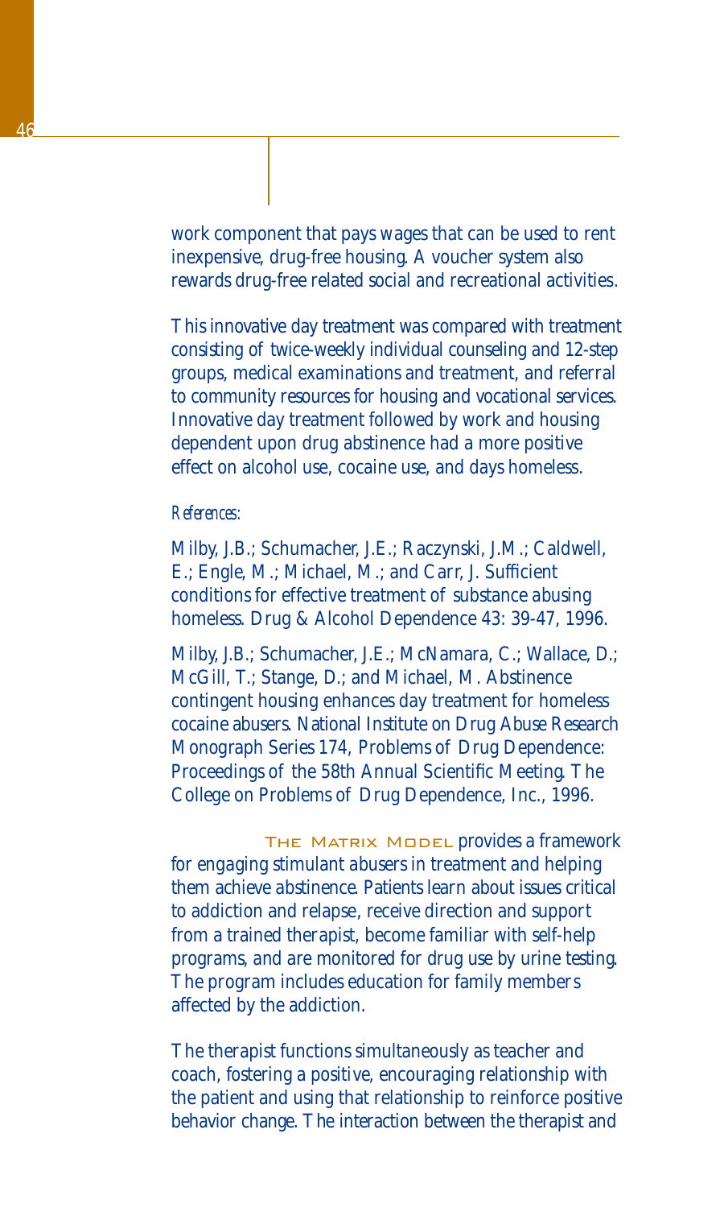work component that pays wages that can be used to rent inexpensive, drug-free housing. A voucher system also rewards drug-free related social and recreational activities.

This innovative day treatment was compared with treatment consisting of twice-weekly individual counseling and 12-step groups, medical examinations and treatment, and referral to community resources for housing and vocational services. Innovative day treatment followed by work and housing dependent upon drug abstinence had a more positive effect on alcohol use, cocaine use, and days homeless.

*References:*

Milby, J.B.; Schumacher, J.E.; Raczynski, J.M.; Caldwell, E.; Engle, M.; Michael, M.; and Carr, J. Sufficient conditions for effective treatment of substance abusing homeless. Drug & Alcohol Dependence 43: 39-47, 1996.

Milby, J.B.; Schumacher, J.E.; McNamara, C.; Wallace, D.; McGill, T.; Stange, D.; and Michael, M. Abstinence contingent housing enhances day treatment for homeless cocaine abusers. National Institute on Drug Abuse Research Monograph Series 174, Problems of Drug Dependence: Proceedings of the 58th Annual Scientific Meeting. The College on Problems of Drug Dependence, Inc., 1996.

**The Matrix Model** provides a framework for engaging stimulant abusers in treatment and helping them achieve abstinence. Patients learn about issues critical to addiction and relapse, receive direction and support from a trained therapist, become familiar with self-help programs, and are monitored for drug use by urine testing. The program includes education for family members affected by the addiction.

The therapist functions simultaneously as teacher and coach, fostering a positive, encouraging relationship with the patient and using that relationship to reinforce positive behavior change. The interaction between the therapist and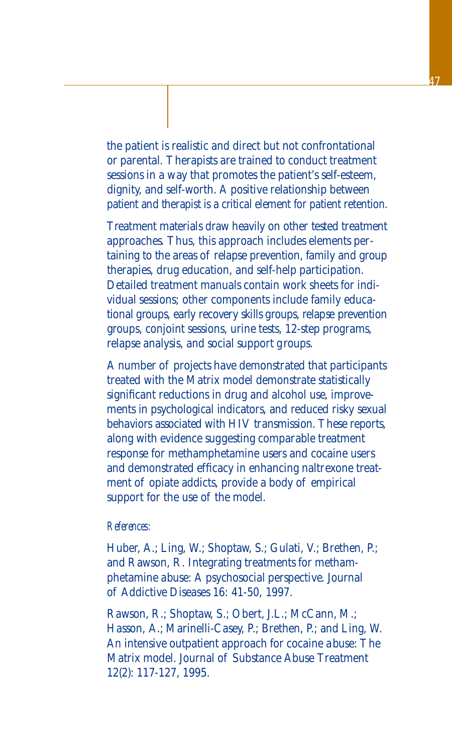the patient is realistic and direct but not confrontational or parental. Therapists are trained to conduct treatment sessions in a way that promotes the patient's self-esteem, dignity, and self-worth. A positive relationship between patient and therapist is a critical element for patient retention.

Treatment materials draw heavily on other tested treatment approaches. Thus, this approach includes elements pertaining to the areas of relapse prevention, family and group therapies, drug education, and self-help participation. Detailed treatment manuals contain work sheets for individual sessions; other components include family educational groups, early recovery skills groups, relapse prevention groups, conjoint sessions, urine tests, 12-step programs, relapse analysis, and social support groups.

A number of projects have demonstrated that participants treated with the Matrix model demonstrate statistically significant reductions in drug and alcohol use, improvements in psychological indicators, and reduced risky sexual behaviors associated with HIV transmission. These reports, along with evidence suggesting comparable treatment response for methamphetamine users and cocaine users and demonstrated efficacy in enhancing naltrexone treatment of opiate addicts, provide a body of empirical support for the use of the model.

*References:*

Huber, A.; Ling, W.; Shoptaw, S.; Gulati, V.; Brethen, P.; and Rawson, R. Integrating treatments for methamphetamine abuse: A psychosocial perspective. Journal of Addictive Diseases 16: 41-50, 1997.

Rawson, R.; Shoptaw, S.; Obert, J.L.; McCann, M.; Hasson, A.; Marinelli-Casey, P.; Brethen, P.; and Ling, W. An intensive outpatient approach for cocaine abuse: The Matrix model. Journal of Substance Abuse Treatment 12(2): 117-127, 1995.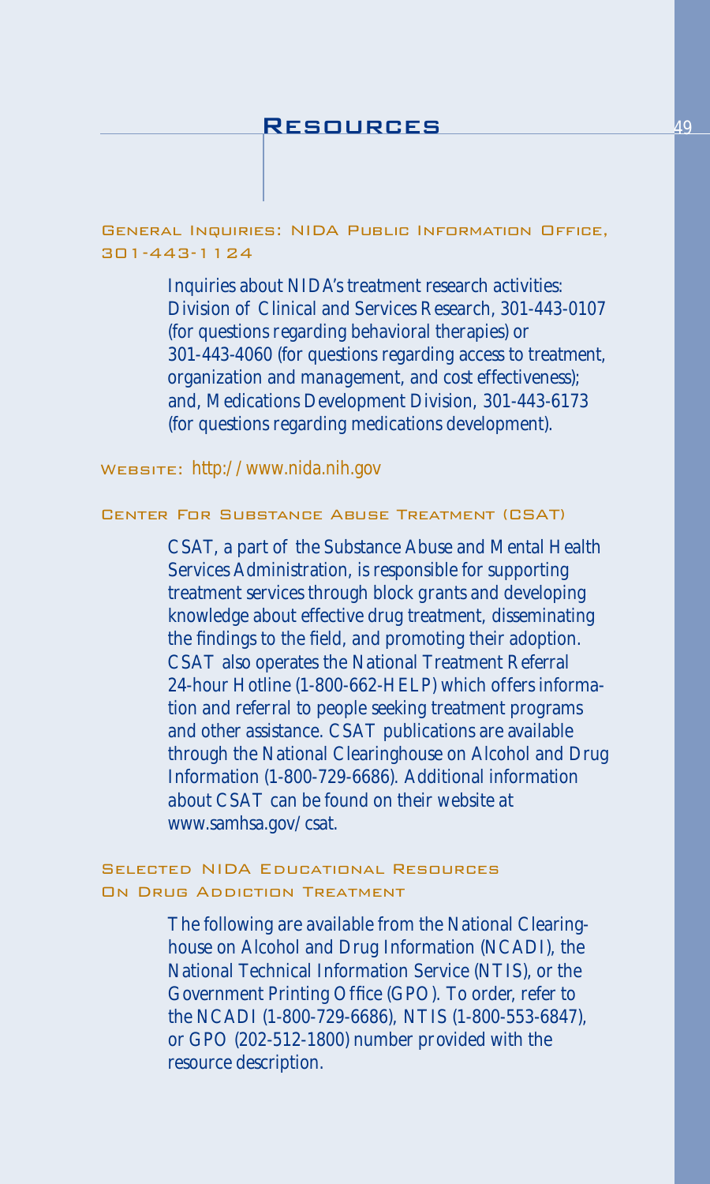# Resources

## General Inquiries: NIDA Public Information Office, 301-443-1124

Inquiries about NIDA's treatment research activities: Division of Clinical and Services Research, 301-443-0107 (for questions regarding behavioral therapies) or 301-443-4060 (for questions regarding access to treatment, organization and management, and cost effectiveness); and, Medications Development Division, 301-443-6173 (for questions regarding medications development).

## Website: http://www.nida.nih.gov

## Center For Substance Abuse Treatment (CSAT)

CSAT, a part of the Substance Abuse and Mental Health Services Administration, is responsible for supporting treatment services through block grants and developing knowledge about effective drug treatment, disseminating the findings to the field, and promoting their adoption. CSAT also operates the National Treatment Referral 24-hour Hotline (1-800-662-HELP) which offers information and referral to people seeking treatment programs and other assistance. CSAT publications are available through the National Clearinghouse on Alcohol and Drug Information (1-800-729-6686). Additional information about CSAT can be found on their website at www.samhsa.gov/csat.

## Selected NIDA Educational Resources On Drug Addiction Treatment

The following are available from the National Clearinghouse on Alcohol and Drug Information (NCADI), the National Technical Information Service (NTIS), or the Government Printing Office (GPO). To order, refer to the NCADI (1-800-729-6686), NTIS (1-800-553-6847), or GPO (202-512-1800) number provided with the resource description.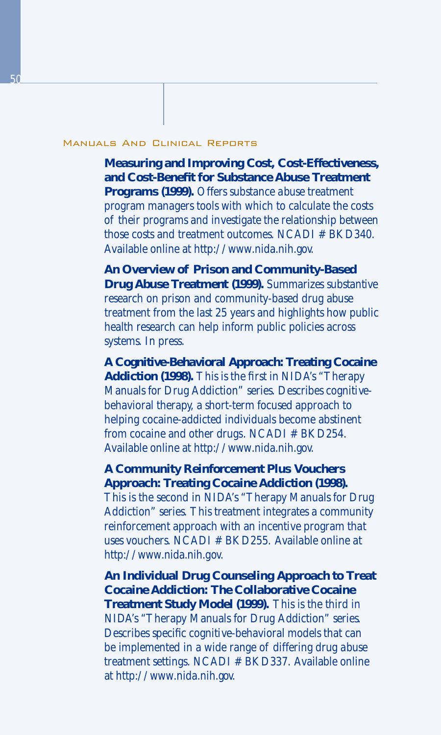## Manuals And Clinical Reports

**Measuring and Improving Cost, Cost-Effectiveness, and Cost-Benefit for Substance Abuse Treatment Programs (1999).** Offers substance abuse treatment program managers tools with which to calculate the costs of their programs and investigate the relationship between those costs and treatment outcomes. NCADI # BKD340. Available online at http://www.nida.nih.gov.

**An Overview of Prison and Community-Based Drug Abuse Treatment (1999).** Summarizes substantive research on prison and community-based drug abuse treatment from the last 25 years and highlights how public health research can help inform public policies across systems. In press.

**A Cognitive-Behavioral Approach: Treating Cocaine Addiction (1998).** This is the first in NIDA's "Therapy Manuals for Drug Addiction" series. Describes cognitive-behavioral therapy, a short-term focused approach to helping cocaine-addicted individuals become abstinent from cocaine and other drugs. NCADI # BKD254. Available online at http://www.nida.nih.gov.

**A Community Reinforcement Plus Vouchers Approach: Treating Cocaine Addiction (1998).** This is the second in NIDA's "Therapy Manuals for Drug Addiction" series. This treatment integrates a community reinforcement approach with an incentive program that uses vouchers. NCADI # BKD255. Available online at http://www.nida.nih.gov.

**An Individual Drug Counseling Approach to Treat Cocaine Addiction: The Collaborative Cocaine Treatment Study Model (1999).** This is the third in NIDA's "Therapy Manuals for Drug Addiction" series. Describes specific cognitive-behavioral models that can be implemented in a wide range of differing drug abuse treatment settings. NCADI # BKD337. Available online at http://www.nida.nih.gov.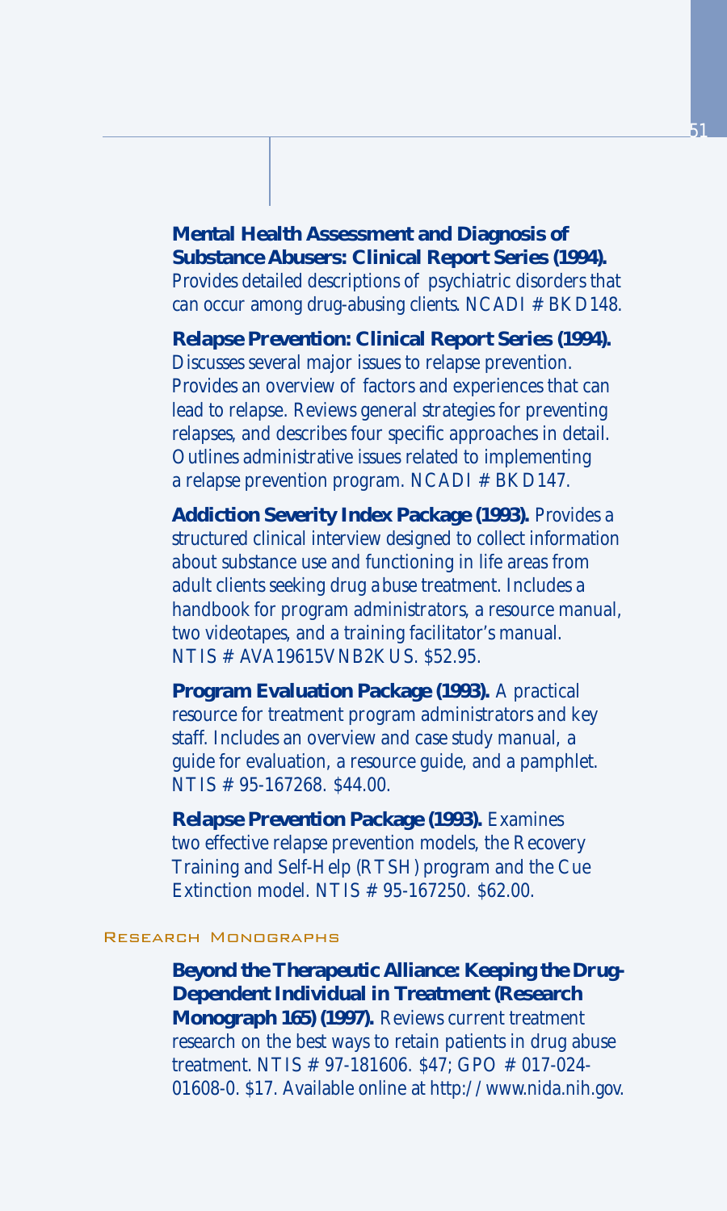**Mental Health Assessment and Diagnosis of Substance Abusers: Clinical Report Series (1994).** Provides detailed descriptions of psychiatric disorders that can occur among drug-abusing clients. NCADI # BKD148.

**Relapse Prevention: Clinical Report Series (1994).** Discusses several major issues to relapse prevention. Provides an overview of factors and experiences that can lead to relapse. Reviews general strategies for preventing relapses, and describes four specific approaches in detail. Outlines administrative issues related to implementing a relapse prevention program. NCADI # BKD147.

**Addiction Severity Index Package (1993).** Provides a structured clinical interview designed to collect information about substance use and functioning in life areas from adult clients seeking drug abuse treatment. Includes a handbook for program administrators, a resource manual, two videotapes, and a training facilitator's manual. NTIS # AVA19615VNB2KUS. $52.95.

**Program Evaluation Package (1993).** A practical resource for treatment program administrators and key staff. Includes an overview and case study manual, a guide for evaluation, a resource guide, and a pamphlet. NTIS # 95-167268. $44.00.

**Relapse Prevention Package (1993).** Examines two effective relapse prevention models, the Recovery Training and Self-Help (RTSH) program and the Cue Extinction model. NTIS # 95-167250. $62.00.

## Research Monographs

**Beyond the Therapeutic Alliance: Keeping the Drug-Dependent Individual in Treatment (Research Monograph 165) (1997).** Reviews current treatment research on the best ways to retain patients in drug abuse treatment. NTIS # 97-181606. $47; GPO # 017-024-01608-0. $17. Available online at http://www.nida.nih.gov.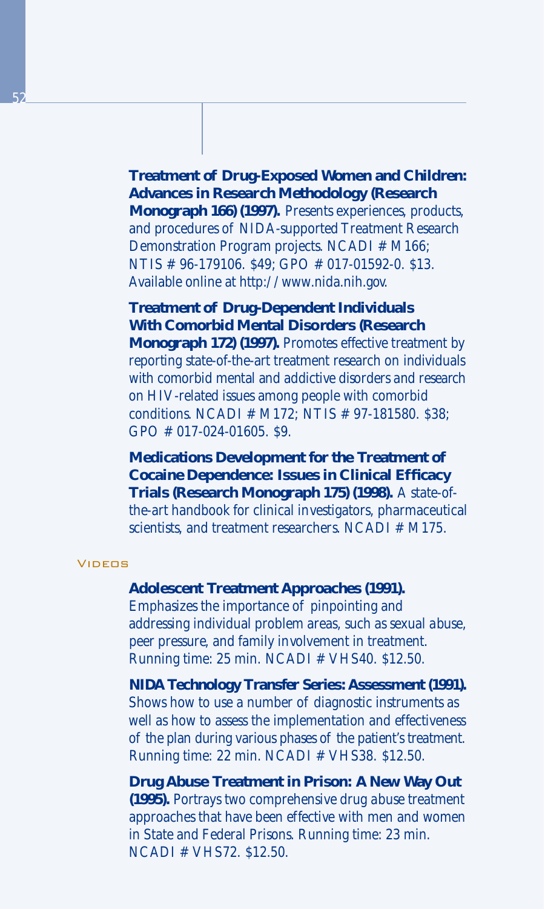**Treatment of Drug-Exposed Women and Children: Advances in Research Methodology (Research Monograph 166) (1997).** Presents experiences, products, and procedures of NIDA-supported Treatment Research Demonstration Program projects. NCADI # M166; NTIS # 96-179106. $49; GPO # 017-01592-0. $13. Available online at http://www.nida.nih.gov.

**Treatment of Drug-Dependent Individuals With Comorbid Mental Disorders (Research Monograph 172) (1997).** Promotes effective treatment by reporting state-of-the-art treatment research on individuals with comorbid mental and addictive disorders and research on HIV-related issues among people with comorbid conditions. NCADI # M172; NTIS # 97-181580. $38; GPO # 017-024-01605. $9.

**Medications Development for the Treatment of Cocaine Dependence: Issues in Clinical Efficacy Trials (Research Monograph 175) (1998).** A state-of-the-art handbook for clinical investigators, pharmaceutical scientists, and treatment researchers. NCADI # M175.

## Videos

**Adolescent Treatment Approaches (1991).** Emphasizes the importance of pinpointing and addressing individual problem areas, such as sexual abuse, peer pressure, and family involvement in treatment. Running time: 25 min. NCADI # VHS40. $12.50.

**NIDA Technology Transfer Series: Assessment (1991).** Shows how to use a number of diagnostic instruments as well as how to assess the implementation and effectiveness of the plan during various phases of the patient's treatment. Running time: 22 min. NCADI # VHS38. $12.50.

**Drug Abuse Treatment in Prison: A New Way Out (1995).** Portrays two comprehensive drug abuse treatment approaches that have been effective with men and women in State and Federal Prisons. Running time: 23 min. NCADI # VHS72. $12.50.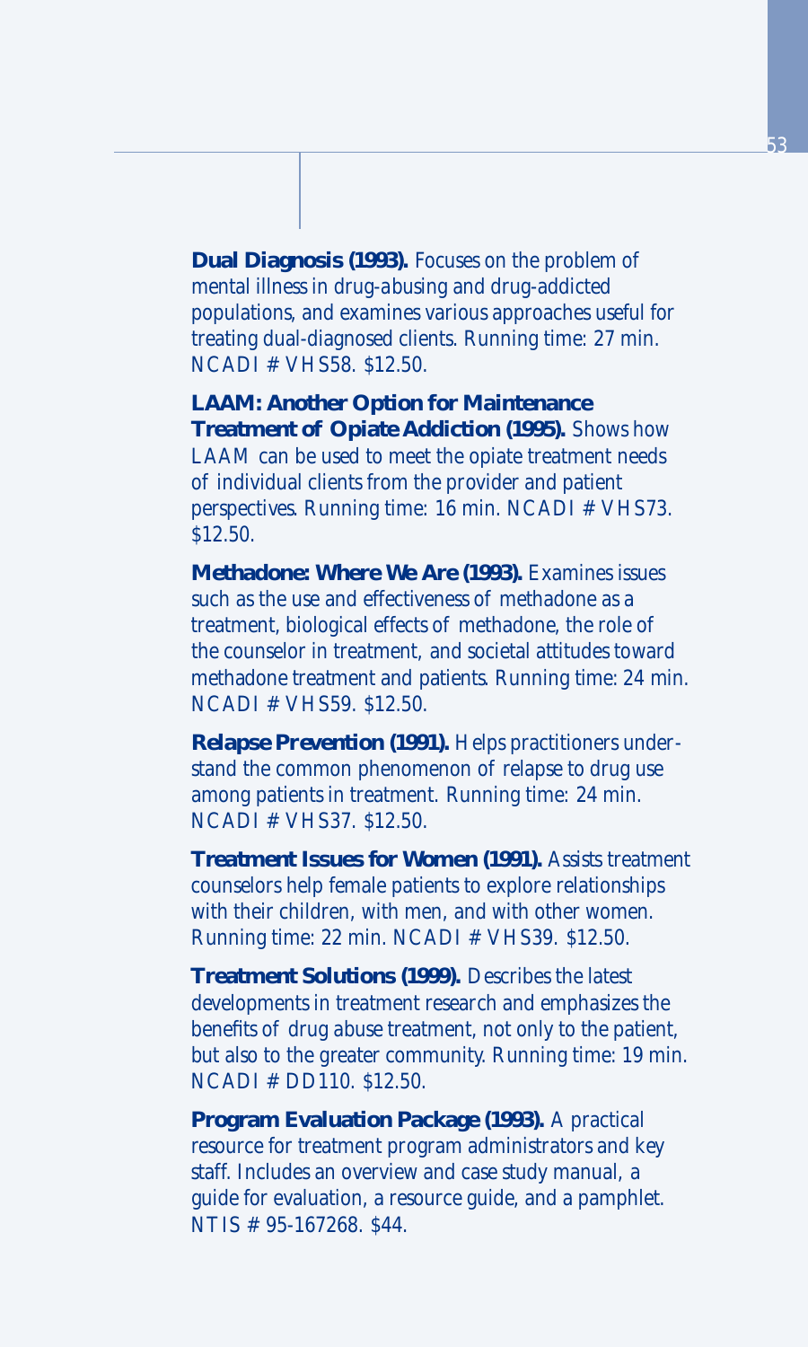**Dual Diagnosis (1993).** Focuses on the problem of mental illness in drug-abusing and drug-addicted populations, and examines various approaches useful for treating dual-diagnosed clients. Running time: 27 min. NCADI # VHS58. $12.50.

**LAAM: Another Option for Maintenance Treatment of Opiate Addiction (1995).** Shows how LAAM can be used to meet the opiate treatment needs of individual clients from the provider and patient perspectives. Running time: 16 min. NCADI # VHS73. $12.50.

**Methadone: Where We Are (1993).** Examines issues such as the use and effectiveness of methadone as a treatment, biological effects of methadone, the role of the counselor in treatment, and societal attitudes toward methadone treatment and patients. Running time: 24 min. NCADI # VHS59. $12.50.

**Relapse Prevention (1991).** Helps practitioners understand the common phenomenon of relapse to drug use among patients in treatment. Running time: 24 min. NCADI # VHS37. $12.50.

**Treatment Issues for Women (1991).** Assists treatment counselors help female patients to explore relationships with their children, with men, and with other women. Running time: 22 min. NCADI # VHS39. $12.50.

**Treatment Solutions (1999).** Describes the latest developments in treatment research and emphasizes the benefits of drug abuse treatment, not only to the patient, but also to the greater community. Running time: 19 min. NCADI # DD110. $12.50.

**Program Evaluation Package (1993).** A practical resource for treatment program administrators and key staff. Includes an overview and case study manual, a guide for evaluation, a resource guide, and a pamphlet. NTIS # 95-167268. $44.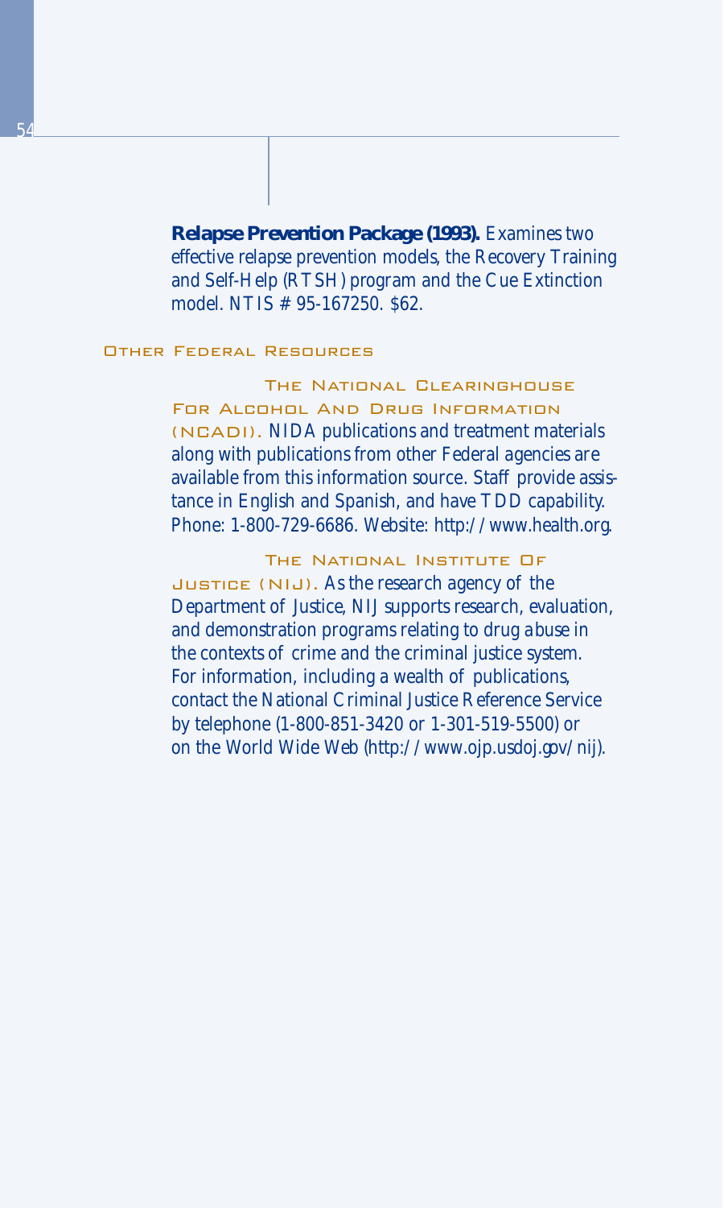**Relapse Prevention Package (1993).** Examines two effective relapse prevention models, the Recovery Training and Self-Help (RTSH) program and the Cue Extinction model. NTIS # 95-167250. $62.

## Other Federal Resources

**The National Clearinghouse For Alcohol And Drug Information (NCADI).** NIDA publications and treatment materials along with publications from other Federal agencies are available from this information source. Staff provide assistance in English and Spanish, and have TDD capability. Phone: 1-800-729-6686. Website: http://www.health.org.

**The National Institute Of Justice (NIJ).** As the research agency of the Department of Justice, NIJ supports research, evaluation, and demonstration programs relating to drug abuse in the contexts of crime and the criminal justice system. For information, including a wealth of publications, contact the National Criminal Justice Reference Service by telephone (1-800-851-3420 or 1-301-519-5500) or on the World Wide Web (http://www.ojp.usdoj.gov/nij).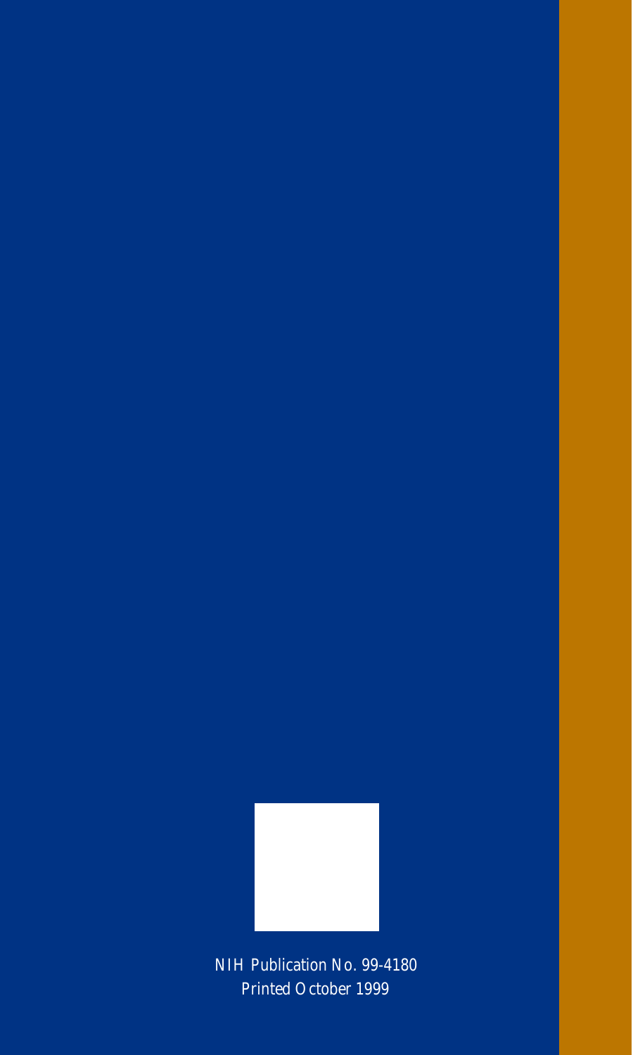NIH Publication No. 99-4180
Printed October 1999